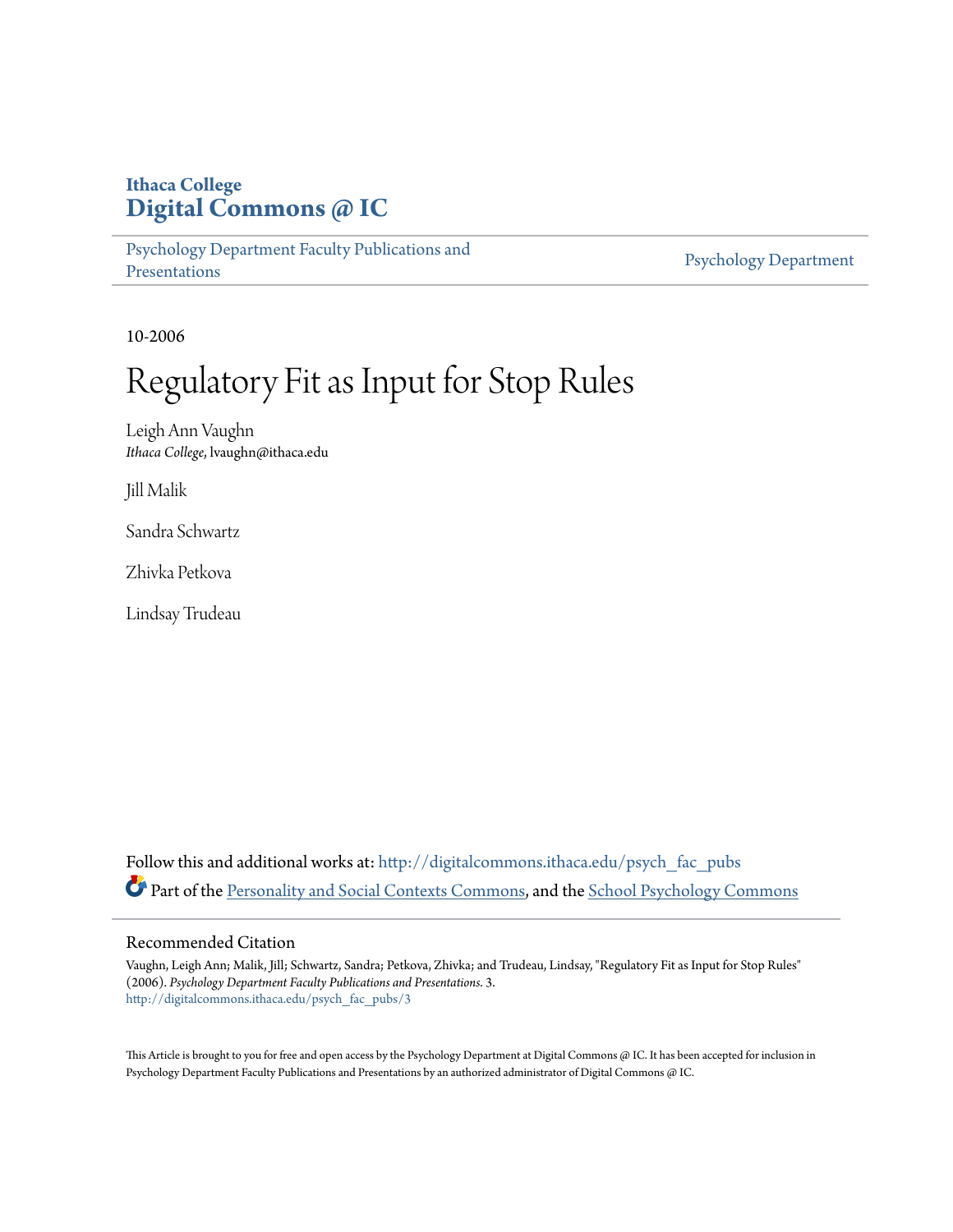Ithaca College
# Digital Commons @ IC

Psychology Department Faculty Publications and Presentations

Psychology Department

10-2006

# Regulatory Fit as Input for Stop Rules

Leigh Ann Vaughn
*Ithaca College*, lvaughn@ithaca.edu

Jill Malik

Sandra Schwartz

Zhivka Petkova

Lindsay Trudeau

Follow this and additional works at: http://digitalcommons.ithaca.edu/psych_fac_pubs

Part of the Personality and Social Contexts Commons, and the School Psychology Commons

## Recommended Citation

Vaughn, Leigh Ann; Malik, Jill; Schwartz, Sandra; Petkova, Zhivka; and Trudeau, Lindsay, "Regulatory Fit as Input for Stop Rules" (2006). *Psychology Department Faculty Publications and Presentations*. 3.
http://digitalcommons.ithaca.edu/psych_fac_pubs/3

This Article is brought to you for free and open access by the Psychology Department at Digital Commons @ IC. It has been accepted for inclusion in Psychology Department Faculty Publications and Presentations by an authorized administrator of Digital Commons @ IC.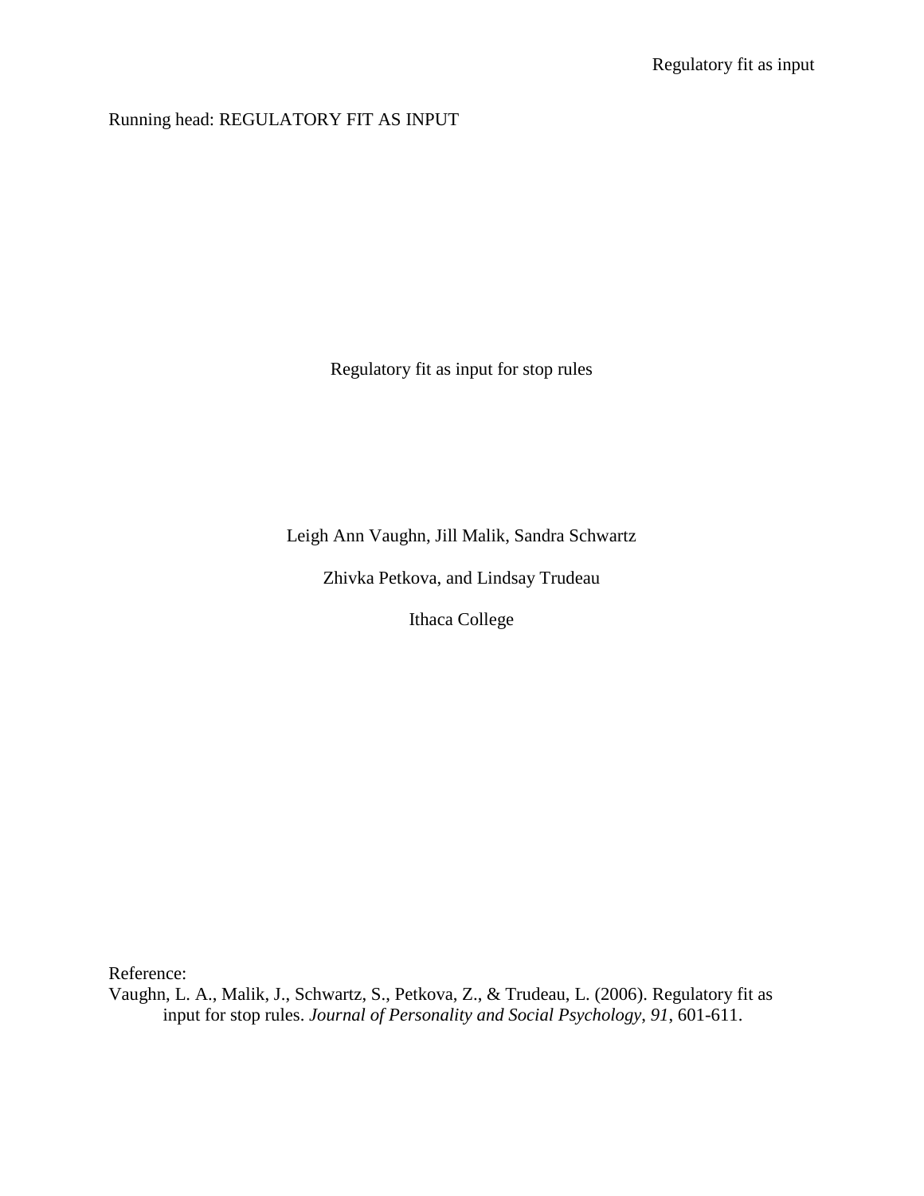Running head: REGULATORY FIT AS INPUT

# Regulatory fit as input for stop rules

Leigh Ann Vaughn, Jill Malik, Sandra Schwartz

Zhivka Petkova, and Lindsay Trudeau

Ithaca College

Reference:
Vaughn, L. A., Malik, J., Schwartz, S., Petkova, Z., & Trudeau, L. (2006). Regulatory fit as input for stop rules. *Journal of Personality and Social Psychology*, *91*, 601-611.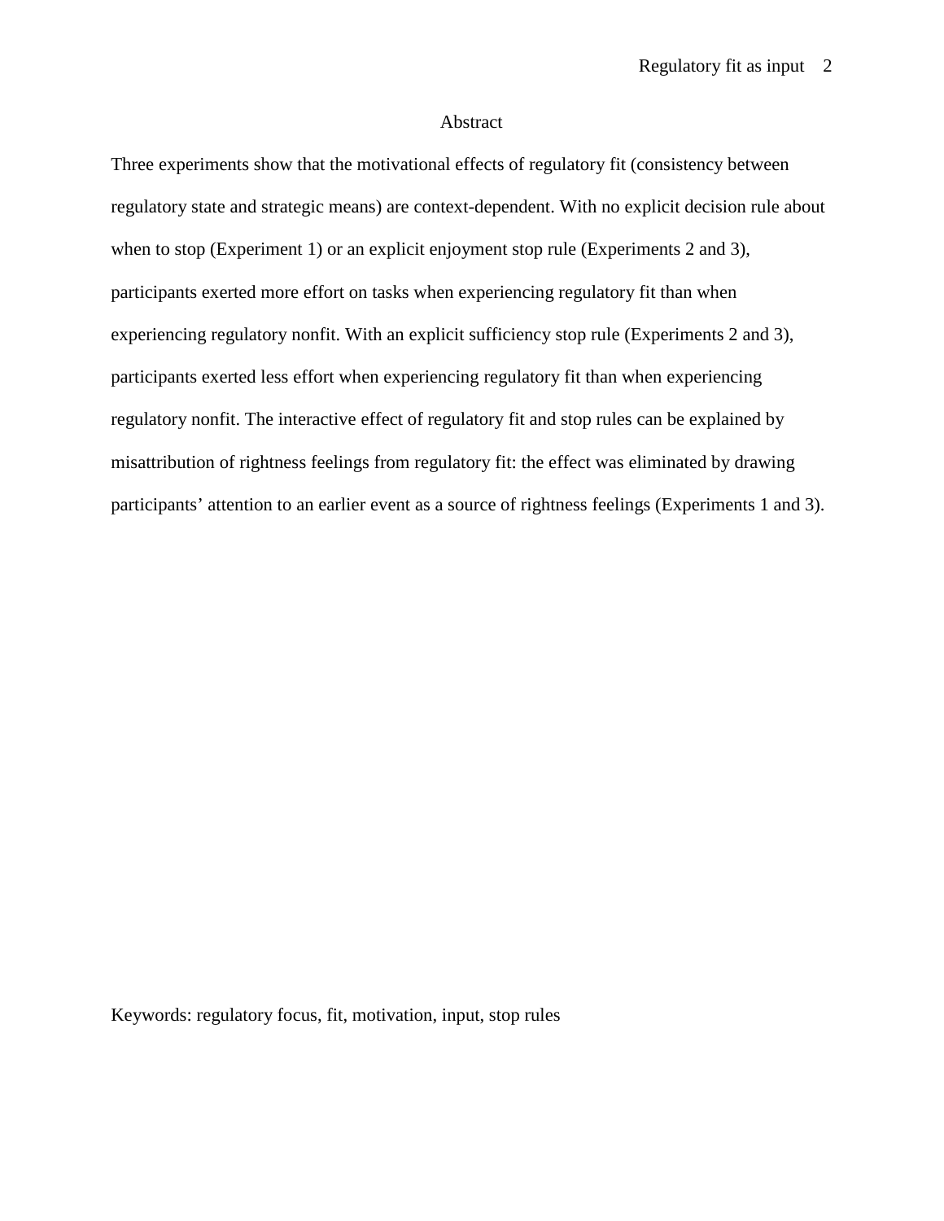## Abstract

Three experiments show that the motivational effects of regulatory fit (consistency between regulatory state and strategic means) are context-dependent. With no explicit decision rule about when to stop (Experiment 1) or an explicit enjoyment stop rule (Experiments 2 and 3), participants exerted more effort on tasks when experiencing regulatory fit than when experiencing regulatory nonfit. With an explicit sufficiency stop rule (Experiments 2 and 3), participants exerted less effort when experiencing regulatory fit than when experiencing regulatory nonfit. The interactive effect of regulatory fit and stop rules can be explained by misattribution of rightness feelings from regulatory fit: the effect was eliminated by drawing participants' attention to an earlier event as a source of rightness feelings (Experiments 1 and 3).

Keywords: regulatory focus, fit, motivation, input, stop rules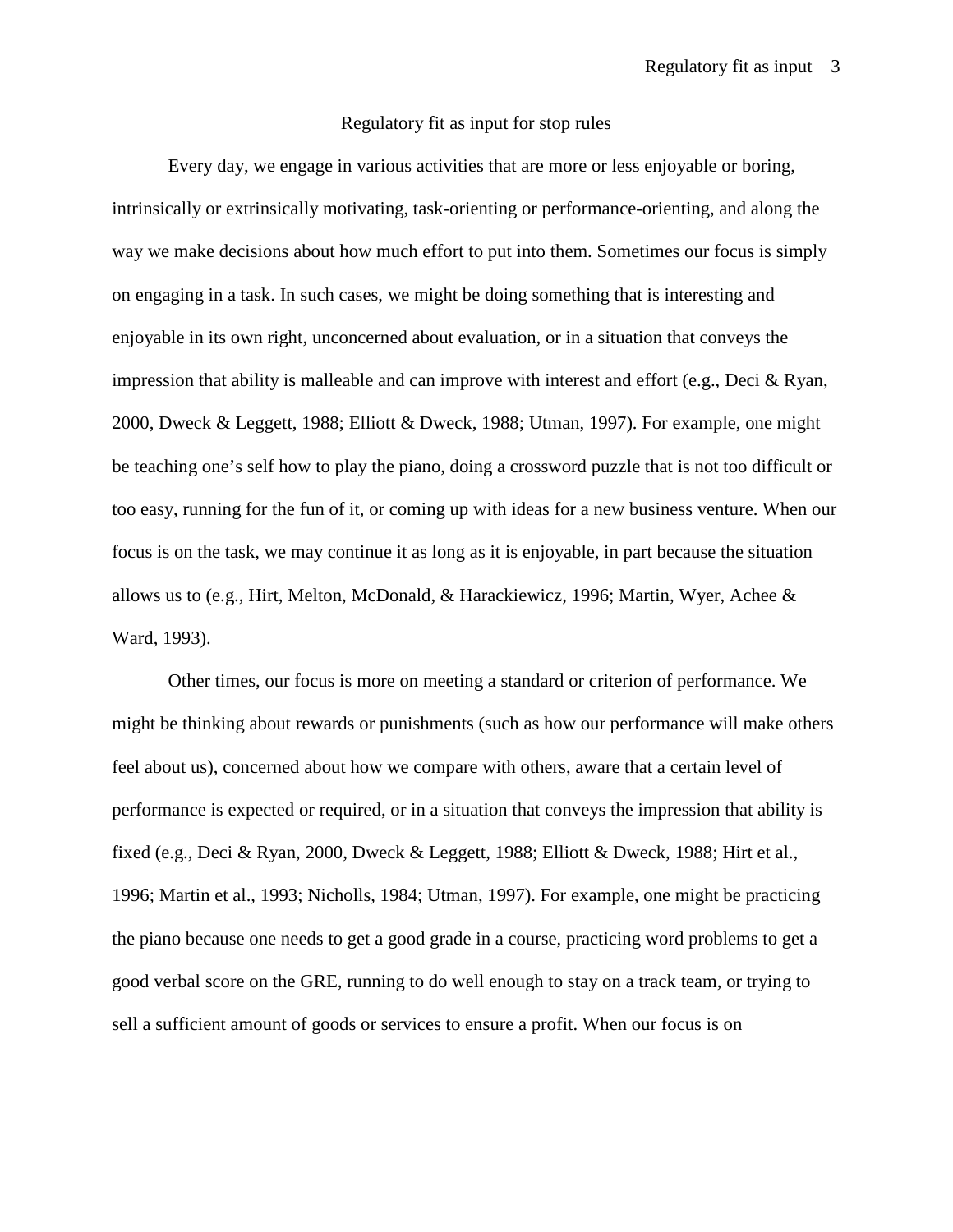# Regulatory fit as input for stop rules

Every day, we engage in various activities that are more or less enjoyable or boring, intrinsically or extrinsically motivating, task-orienting or performance-orienting, and along the way we make decisions about how much effort to put into them. Sometimes our focus is simply on engaging in a task. In such cases, we might be doing something that is interesting and enjoyable in its own right, unconcerned about evaluation, or in a situation that conveys the impression that ability is malleable and can improve with interest and effort (e.g., Deci & Ryan, 2000, Dweck & Leggett, 1988; Elliott & Dweck, 1988; Utman, 1997). For example, one might be teaching one's self how to play the piano, doing a crossword puzzle that is not too difficult or too easy, running for the fun of it, or coming up with ideas for a new business venture. When our focus is on the task, we may continue it as long as it is enjoyable, in part because the situation allows us to (e.g., Hirt, Melton, McDonald, & Harackiewicz, 1996; Martin, Wyer, Achee & Ward, 1993).

Other times, our focus is more on meeting a standard or criterion of performance. We might be thinking about rewards or punishments (such as how our performance will make others feel about us), concerned about how we compare with others, aware that a certain level of performance is expected or required, or in a situation that conveys the impression that ability is fixed (e.g., Deci & Ryan, 2000, Dweck & Leggett, 1988; Elliott & Dweck, 1988; Hirt et al., 1996; Martin et al., 1993; Nicholls, 1984; Utman, 1997). For example, one might be practicing the piano because one needs to get a good grade in a course, practicing word problems to get a good verbal score on the GRE, running to do well enough to stay on a track team, or trying to sell a sufficient amount of goods or services to ensure a profit. When our focus is on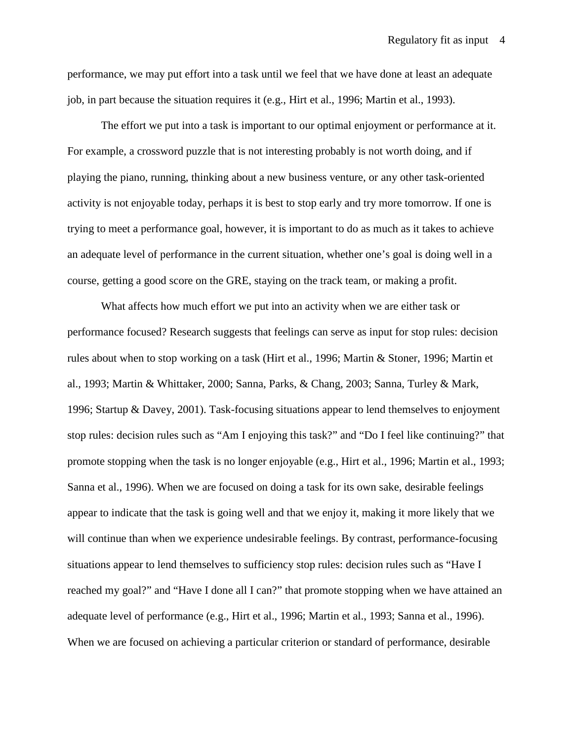performance, we may put effort into a task until we feel that we have done at least an adequate job, in part because the situation requires it (e.g., Hirt et al., 1996; Martin et al., 1993).

The effort we put into a task is important to our optimal enjoyment or performance at it. For example, a crossword puzzle that is not interesting probably is not worth doing, and if playing the piano, running, thinking about a new business venture, or any other task-oriented activity is not enjoyable today, perhaps it is best to stop early and try more tomorrow. If one is trying to meet a performance goal, however, it is important to do as much as it takes to achieve an adequate level of performance in the current situation, whether one's goal is doing well in a course, getting a good score on the GRE, staying on the track team, or making a profit.

What affects how much effort we put into an activity when we are either task or performance focused? Research suggests that feelings can serve as input for stop rules: decision rules about when to stop working on a task (Hirt et al., 1996; Martin & Stoner, 1996; Martin et al., 1993; Martin & Whittaker, 2000; Sanna, Parks, & Chang, 2003; Sanna, Turley & Mark, 1996; Startup & Davey, 2001). Task-focusing situations appear to lend themselves to enjoyment stop rules: decision rules such as "Am I enjoying this task?" and "Do I feel like continuing?" that promote stopping when the task is no longer enjoyable (e.g., Hirt et al., 1996; Martin et al., 1993; Sanna et al., 1996). When we are focused on doing a task for its own sake, desirable feelings appear to indicate that the task is going well and that we enjoy it, making it more likely that we will continue than when we experience undesirable feelings. By contrast, performance-focusing situations appear to lend themselves to sufficiency stop rules: decision rules such as "Have I reached my goal?" and "Have I done all I can?" that promote stopping when we have attained an adequate level of performance (e.g., Hirt et al., 1996; Martin et al., 1993; Sanna et al., 1996). When we are focused on achieving a particular criterion or standard of performance, desirable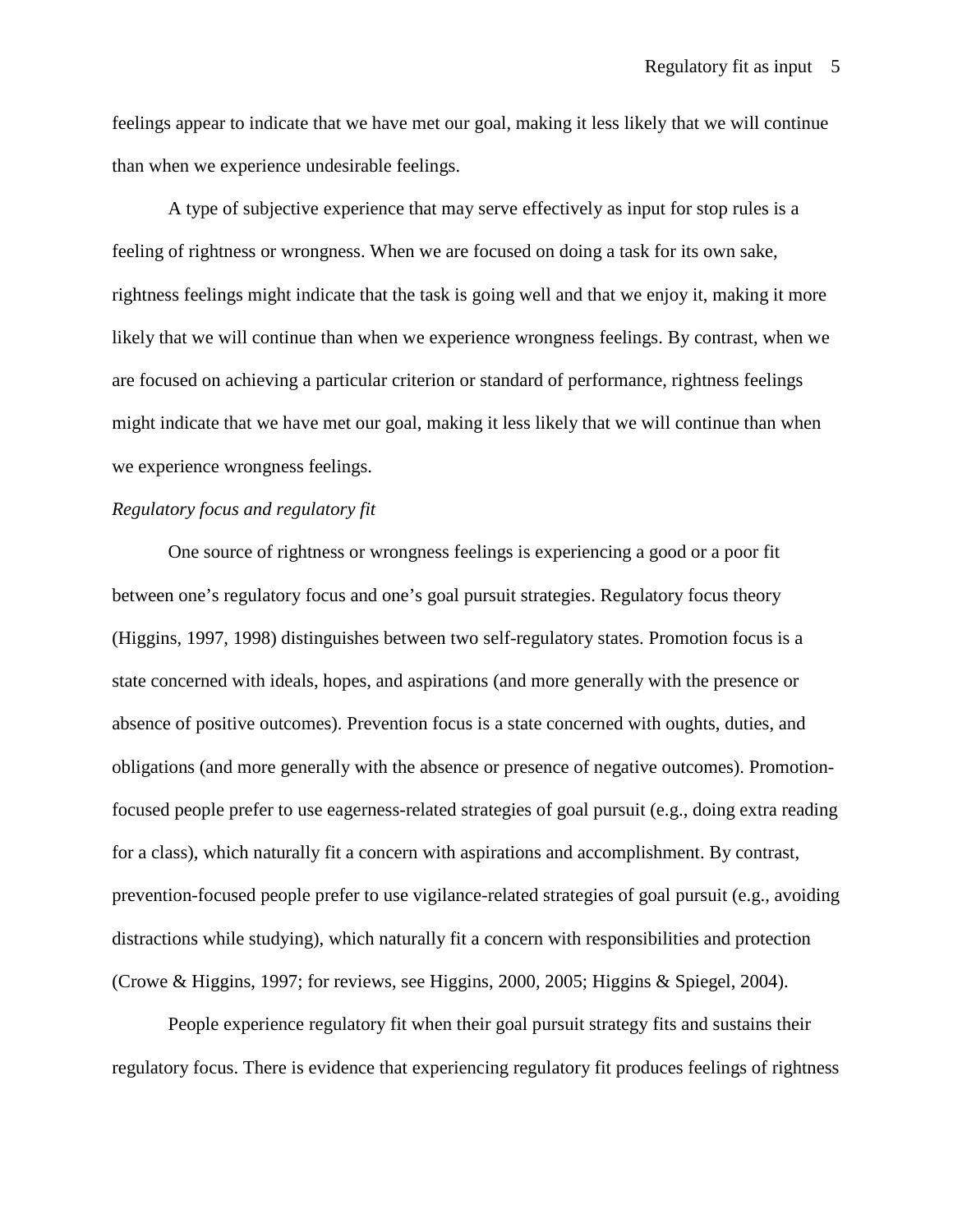feelings appear to indicate that we have met our goal, making it less likely that we will continue than when we experience undesirable feelings.

A type of subjective experience that may serve effectively as input for stop rules is a feeling of rightness or wrongness. When we are focused on doing a task for its own sake, rightness feelings might indicate that the task is going well and that we enjoy it, making it more likely that we will continue than when we experience wrongness feelings. By contrast, when we are focused on achieving a particular criterion or standard of performance, rightness feelings might indicate that we have met our goal, making it less likely that we will continue than when we experience wrongness feelings.

*Regulatory focus and regulatory fit*

One source of rightness or wrongness feelings is experiencing a good or a poor fit between one's regulatory focus and one's goal pursuit strategies. Regulatory focus theory (Higgins, 1997, 1998) distinguishes between two self-regulatory states. Promotion focus is a state concerned with ideals, hopes, and aspirations (and more generally with the presence or absence of positive outcomes). Prevention focus is a state concerned with oughts, duties, and obligations (and more generally with the absence or presence of negative outcomes). Promotion-focused people prefer to use eagerness-related strategies of goal pursuit (e.g., doing extra reading for a class), which naturally fit a concern with aspirations and accomplishment. By contrast, prevention-focused people prefer to use vigilance-related strategies of goal pursuit (e.g., avoiding distractions while studying), which naturally fit a concern with responsibilities and protection (Crowe & Higgins, 1997; for reviews, see Higgins, 2000, 2005; Higgins & Spiegel, 2004).

People experience regulatory fit when their goal pursuit strategy fits and sustains their regulatory focus. There is evidence that experiencing regulatory fit produces feelings of rightness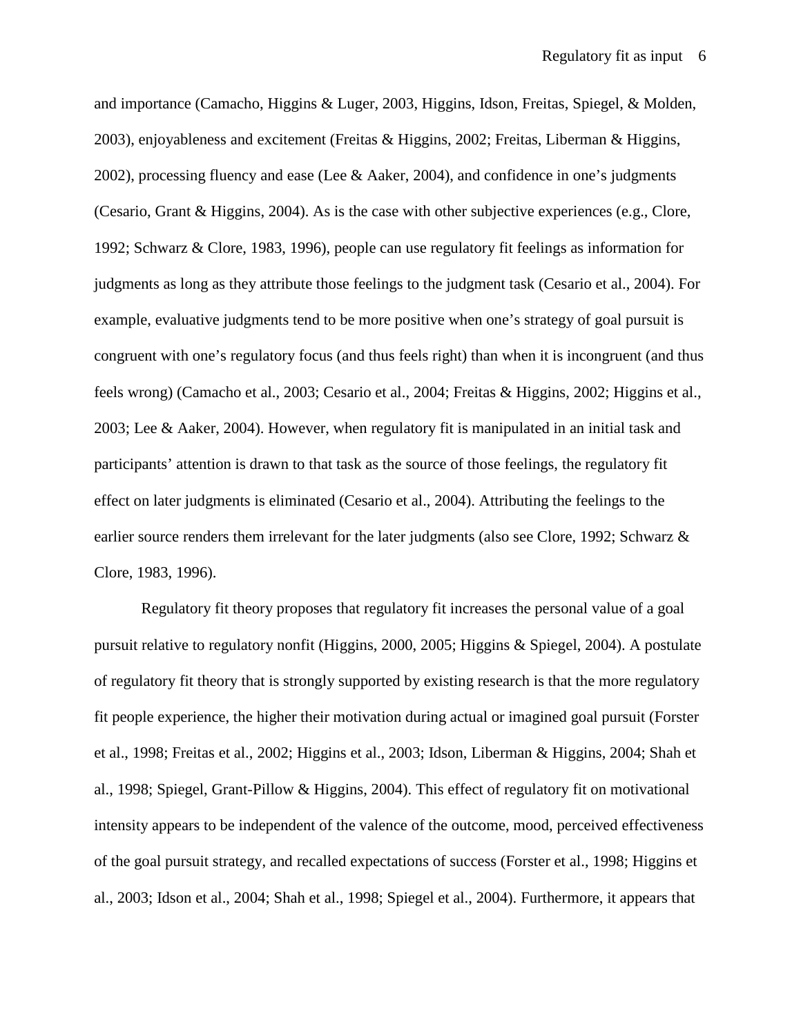and importance (Camacho, Higgins & Luger, 2003, Higgins, Idson, Freitas, Spiegel, & Molden, 2003), enjoyableness and excitement (Freitas & Higgins, 2002; Freitas, Liberman & Higgins, 2002), processing fluency and ease (Lee & Aaker, 2004), and confidence in one's judgments (Cesario, Grant & Higgins, 2004). As is the case with other subjective experiences (e.g., Clore, 1992; Schwarz & Clore, 1983, 1996), people can use regulatory fit feelings as information for judgments as long as they attribute those feelings to the judgment task (Cesario et al., 2004). For example, evaluative judgments tend to be more positive when one's strategy of goal pursuit is congruent with one's regulatory focus (and thus feels right) than when it is incongruent (and thus feels wrong) (Camacho et al., 2003; Cesario et al., 2004; Freitas & Higgins, 2002; Higgins et al., 2003; Lee & Aaker, 2004). However, when regulatory fit is manipulated in an initial task and participants' attention is drawn to that task as the source of those feelings, the regulatory fit effect on later judgments is eliminated (Cesario et al., 2004). Attributing the feelings to the earlier source renders them irrelevant for the later judgments (also see Clore, 1992; Schwarz & Clore, 1983, 1996).

Regulatory fit theory proposes that regulatory fit increases the personal value of a goal pursuit relative to regulatory nonfit (Higgins, 2000, 2005; Higgins & Spiegel, 2004). A postulate of regulatory fit theory that is strongly supported by existing research is that the more regulatory fit people experience, the higher their motivation during actual or imagined goal pursuit (Forster et al., 1998; Freitas et al., 2002; Higgins et al., 2003; Idson, Liberman & Higgins, 2004; Shah et al., 1998; Spiegel, Grant-Pillow & Higgins, 2004). This effect of regulatory fit on motivational intensity appears to be independent of the valence of the outcome, mood, perceived effectiveness of the goal pursuit strategy, and recalled expectations of success (Forster et al., 1998; Higgins et al., 2003; Idson et al., 2004; Shah et al., 1998; Spiegel et al., 2004). Furthermore, it appears that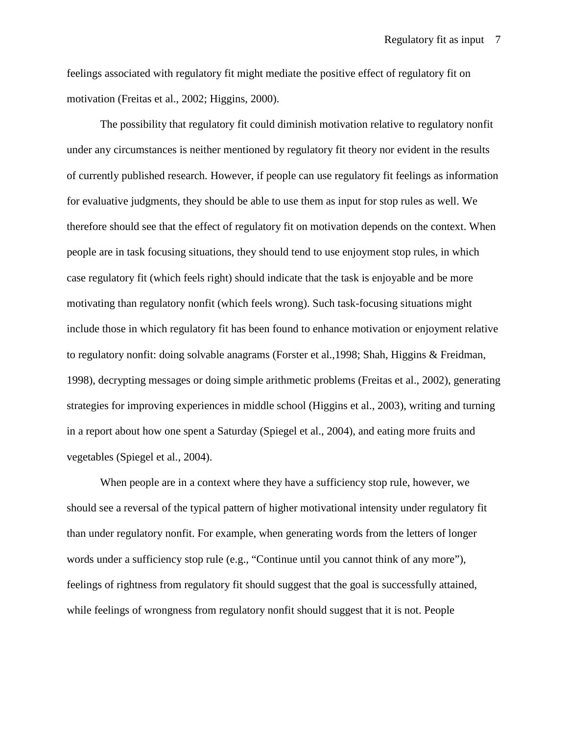feelings associated with regulatory fit might mediate the positive effect of regulatory fit on motivation (Freitas et al., 2002; Higgins, 2000).

The possibility that regulatory fit could diminish motivation relative to regulatory nonfit under any circumstances is neither mentioned by regulatory fit theory nor evident in the results of currently published research. However, if people can use regulatory fit feelings as information for evaluative judgments, they should be able to use them as input for stop rules as well. We therefore should see that the effect of regulatory fit on motivation depends on the context. When people are in task focusing situations, they should tend to use enjoyment stop rules, in which case regulatory fit (which feels right) should indicate that the task is enjoyable and be more motivating than regulatory nonfit (which feels wrong). Such task-focusing situations might include those in which regulatory fit has been found to enhance motivation or enjoyment relative to regulatory nonfit: doing solvable anagrams (Forster et al.,1998; Shah, Higgins & Freidman, 1998), decrypting messages or doing simple arithmetic problems (Freitas et al., 2002), generating strategies for improving experiences in middle school (Higgins et al., 2003), writing and turning in a report about how one spent a Saturday (Spiegel et al., 2004), and eating more fruits and vegetables (Spiegel et al., 2004).

When people are in a context where they have a sufficiency stop rule, however, we should see a reversal of the typical pattern of higher motivational intensity under regulatory fit than under regulatory nonfit. For example, when generating words from the letters of longer words under a sufficiency stop rule (e.g., "Continue until you cannot think of any more"), feelings of rightness from regulatory fit should suggest that the goal is successfully attained, while feelings of wrongness from regulatory nonfit should suggest that it is not. People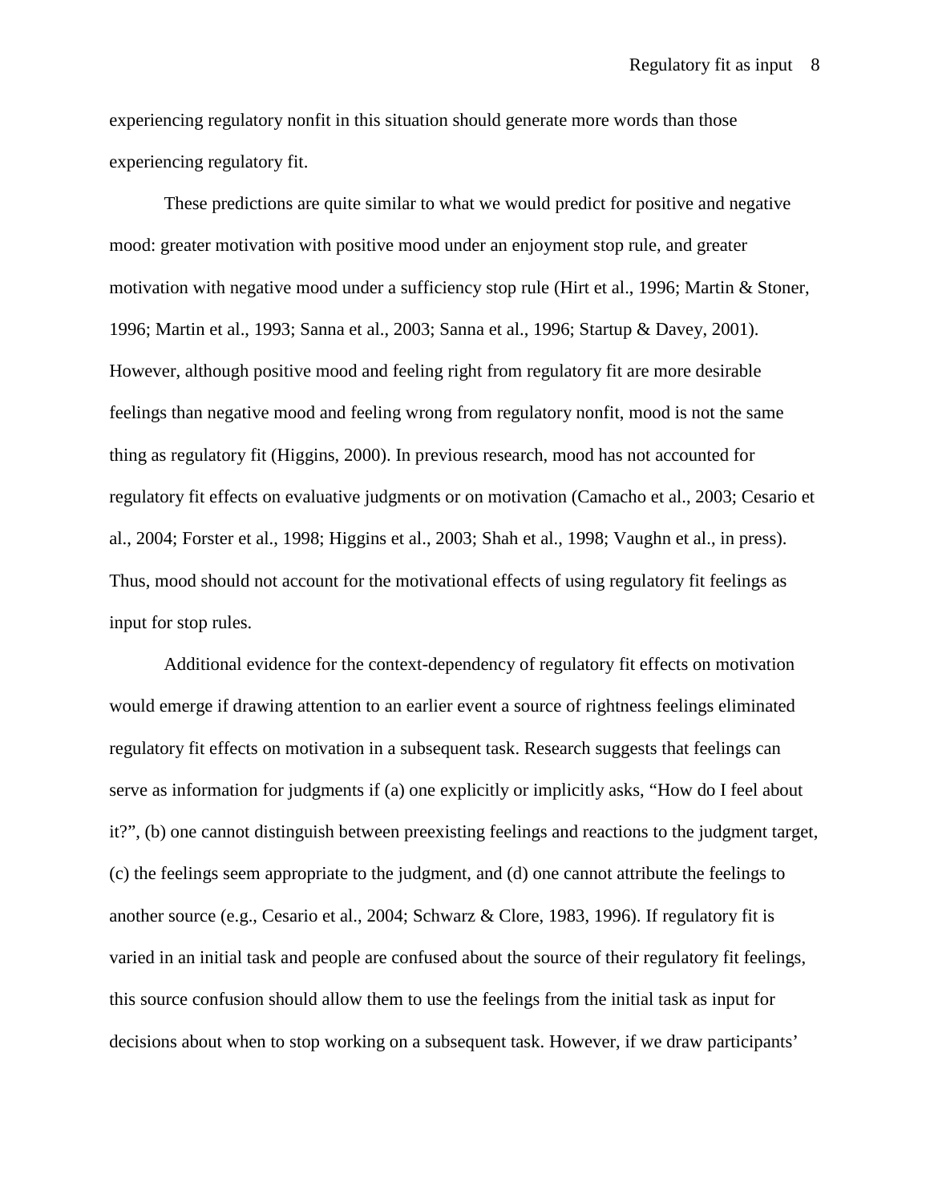experiencing regulatory nonfit in this situation should generate more words than those experiencing regulatory fit.

These predictions are quite similar to what we would predict for positive and negative mood: greater motivation with positive mood under an enjoyment stop rule, and greater motivation with negative mood under a sufficiency stop rule (Hirt et al., 1996; Martin & Stoner, 1996; Martin et al., 1993; Sanna et al., 2003; Sanna et al., 1996; Startup & Davey, 2001). However, although positive mood and feeling right from regulatory fit are more desirable feelings than negative mood and feeling wrong from regulatory nonfit, mood is not the same thing as regulatory fit (Higgins, 2000). In previous research, mood has not accounted for regulatory fit effects on evaluative judgments or on motivation (Camacho et al., 2003; Cesario et al., 2004; Forster et al., 1998; Higgins et al., 2003; Shah et al., 1998; Vaughn et al., in press). Thus, mood should not account for the motivational effects of using regulatory fit feelings as input for stop rules.

Additional evidence for the context-dependency of regulatory fit effects on motivation would emerge if drawing attention to an earlier event a source of rightness feelings eliminated regulatory fit effects on motivation in a subsequent task. Research suggests that feelings can serve as information for judgments if (a) one explicitly or implicitly asks, "How do I feel about it?", (b) one cannot distinguish between preexisting feelings and reactions to the judgment target, (c) the feelings seem appropriate to the judgment, and (d) one cannot attribute the feelings to another source (e.g., Cesario et al., 2004; Schwarz & Clore, 1983, 1996). If regulatory fit is varied in an initial task and people are confused about the source of their regulatory fit feelings, this source confusion should allow them to use the feelings from the initial task as input for decisions about when to stop working on a subsequent task. However, if we draw participants'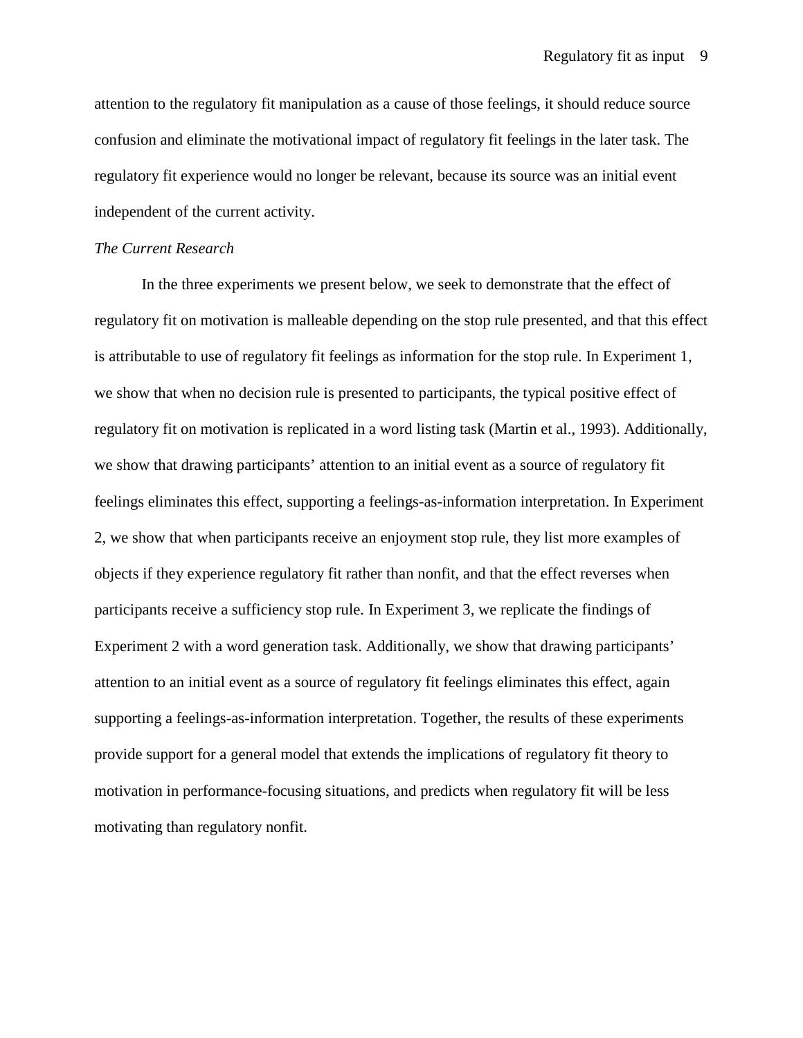attention to the regulatory fit manipulation as a cause of those feelings, it should reduce source confusion and eliminate the motivational impact of regulatory fit feelings in the later task. The regulatory fit experience would no longer be relevant, because its source was an initial event independent of the current activity.

*The Current Research*

In the three experiments we present below, we seek to demonstrate that the effect of regulatory fit on motivation is malleable depending on the stop rule presented, and that this effect is attributable to use of regulatory fit feelings as information for the stop rule. In Experiment 1, we show that when no decision rule is presented to participants, the typical positive effect of regulatory fit on motivation is replicated in a word listing task (Martin et al., 1993). Additionally, we show that drawing participants' attention to an initial event as a source of regulatory fit feelings eliminates this effect, supporting a feelings-as-information interpretation. In Experiment 2, we show that when participants receive an enjoyment stop rule, they list more examples of objects if they experience regulatory fit rather than nonfit, and that the effect reverses when participants receive a sufficiency stop rule. In Experiment 3, we replicate the findings of Experiment 2 with a word generation task. Additionally, we show that drawing participants' attention to an initial event as a source of regulatory fit feelings eliminates this effect, again supporting a feelings-as-information interpretation. Together, the results of these experiments provide support for a general model that extends the implications of regulatory fit theory to motivation in performance-focusing situations, and predicts when regulatory fit will be less motivating than regulatory nonfit.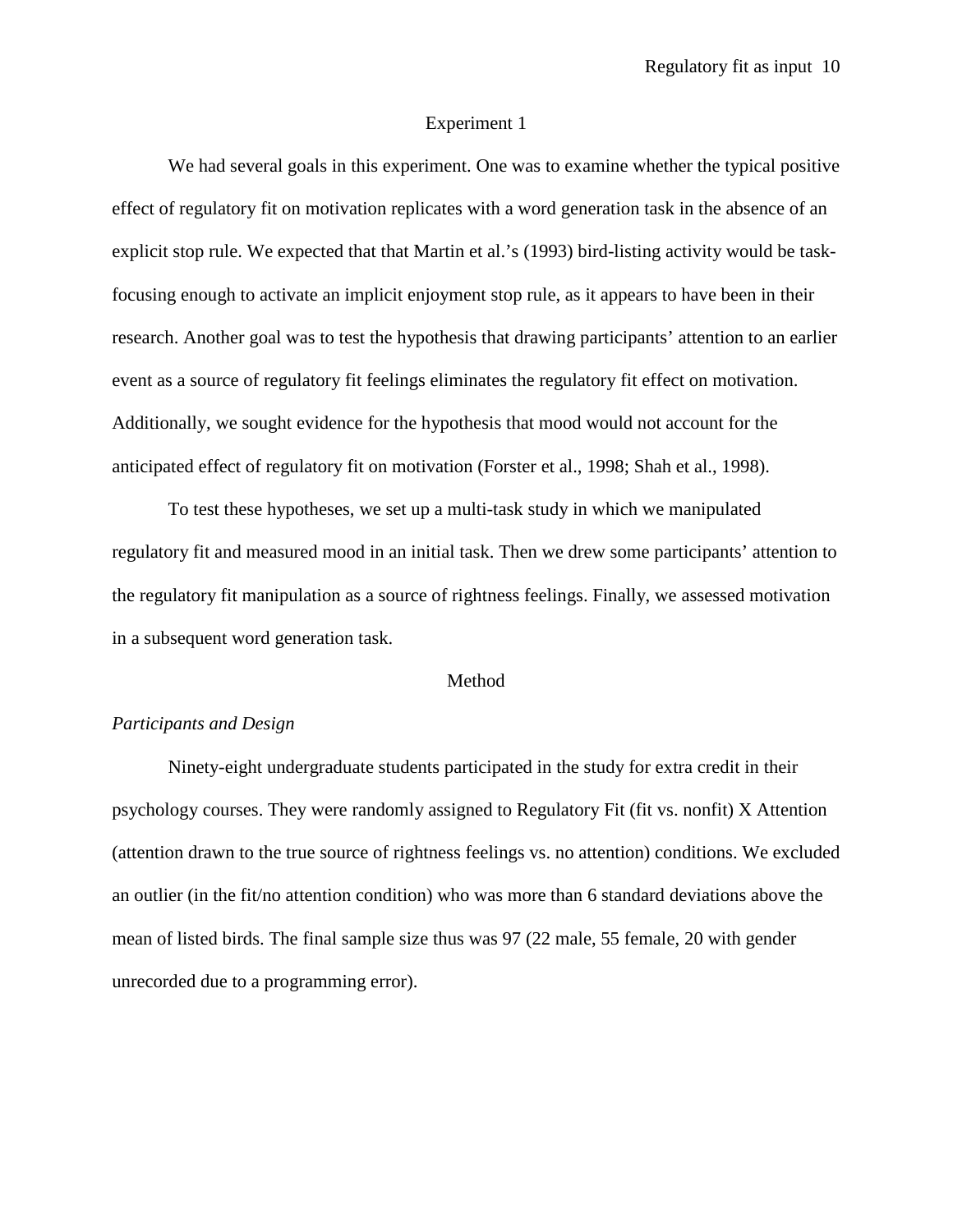## Experiment 1

We had several goals in this experiment. One was to examine whether the typical positive effect of regulatory fit on motivation replicates with a word generation task in the absence of an explicit stop rule. We expected that that Martin et al.'s (1993) bird-listing activity would be task-focusing enough to activate an implicit enjoyment stop rule, as it appears to have been in their research. Another goal was to test the hypothesis that drawing participants' attention to an earlier event as a source of regulatory fit feelings eliminates the regulatory fit effect on motivation. Additionally, we sought evidence for the hypothesis that mood would not account for the anticipated effect of regulatory fit on motivation (Forster et al., 1998; Shah et al., 1998).

To test these hypotheses, we set up a multi-task study in which we manipulated regulatory fit and measured mood in an initial task. Then we drew some participants' attention to the regulatory fit manipulation as a source of rightness feelings. Finally, we assessed motivation in a subsequent word generation task.

### Method

*Participants and Design*

Ninety-eight undergraduate students participated in the study for extra credit in their psychology courses. They were randomly assigned to Regulatory Fit (fit vs. nonfit) X Attention (attention drawn to the true source of rightness feelings vs. no attention) conditions. We excluded an outlier (in the fit/no attention condition) who was more than 6 standard deviations above the mean of listed birds. The final sample size thus was 97 (22 male, 55 female, 20 with gender unrecorded due to a programming error).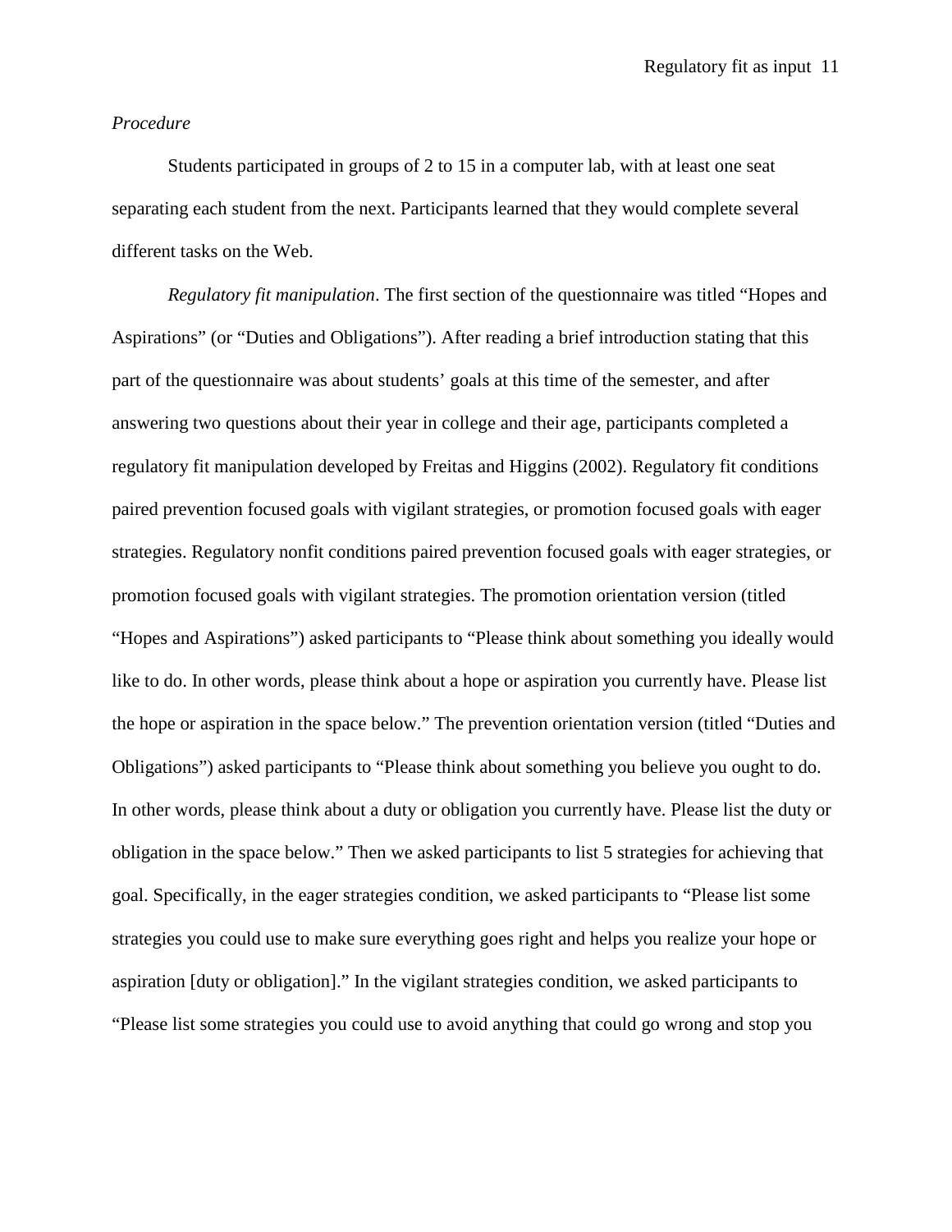*Procedure*

Students participated in groups of 2 to 15 in a computer lab, with at least one seat separating each student from the next. Participants learned that they would complete several different tasks on the Web.

*Regulatory fit manipulation*. The first section of the questionnaire was titled "Hopes and Aspirations" (or "Duties and Obligations"). After reading a brief introduction stating that this part of the questionnaire was about students' goals at this time of the semester, and after answering two questions about their year in college and their age, participants completed a regulatory fit manipulation developed by Freitas and Higgins (2002). Regulatory fit conditions paired prevention focused goals with vigilant strategies, or promotion focused goals with eager strategies. Regulatory nonfit conditions paired prevention focused goals with eager strategies, or promotion focused goals with vigilant strategies. The promotion orientation version (titled "Hopes and Aspirations") asked participants to "Please think about something you ideally would like to do. In other words, please think about a hope or aspiration you currently have. Please list the hope or aspiration in the space below." The prevention orientation version (titled "Duties and Obligations") asked participants to "Please think about something you believe you ought to do. In other words, please think about a duty or obligation you currently have. Please list the duty or obligation in the space below." Then we asked participants to list 5 strategies for achieving that goal. Specifically, in the eager strategies condition, we asked participants to "Please list some strategies you could use to make sure everything goes right and helps you realize your hope or aspiration [duty or obligation]." In the vigilant strategies condition, we asked participants to "Please list some strategies you could use to avoid anything that could go wrong and stop you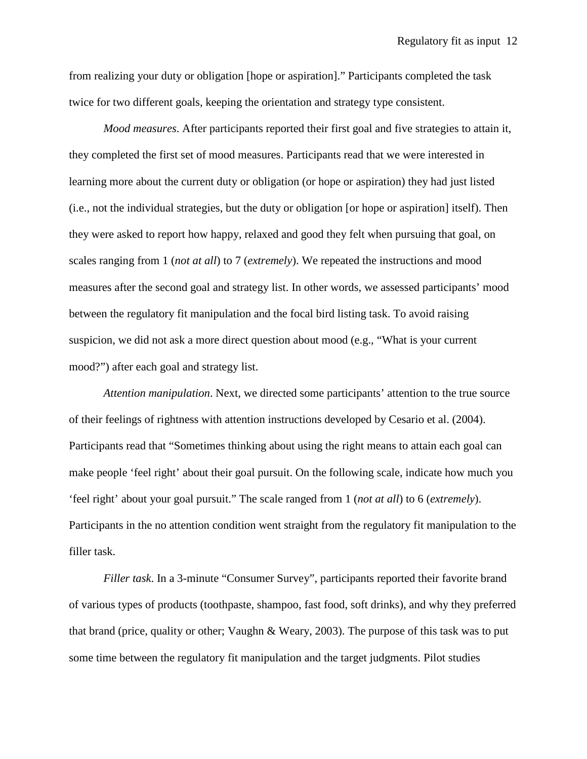from realizing your duty or obligation [hope or aspiration].” Participants completed the task twice for two different goals, keeping the orientation and strategy type consistent.

*Mood measures*. After participants reported their first goal and five strategies to attain it, they completed the first set of mood measures. Participants read that we were interested in learning more about the current duty or obligation (or hope or aspiration) they had just listed (i.e., not the individual strategies, but the duty or obligation [or hope or aspiration] itself). Then they were asked to report how happy, relaxed and good they felt when pursuing that goal, on scales ranging from 1 (*not at all*) to 7 (*extremely*). We repeated the instructions and mood measures after the second goal and strategy list. In other words, we assessed participants’ mood between the regulatory fit manipulation and the focal bird listing task. To avoid raising suspicion, we did not ask a more direct question about mood (e.g., “What is your current mood?”) after each goal and strategy list.

*Attention manipulation*. Next, we directed some participants’ attention to the true source of their feelings of rightness with attention instructions developed by Cesario et al. (2004). Participants read that “Sometimes thinking about using the right means to attain each goal can make people ‘feel right’ about their goal pursuit. On the following scale, indicate how much you ‘feel right’ about your goal pursuit.” The scale ranged from 1 (*not at all*) to 6 (*extremely*). Participants in the no attention condition went straight from the regulatory fit manipulation to the filler task.

*Filler task*. In a 3-minute “Consumer Survey”, participants reported their favorite brand of various types of products (toothpaste, shampoo, fast food, soft drinks), and why they preferred that brand (price, quality or other; Vaughn & Weary, 2003). The purpose of this task was to put some time between the regulatory fit manipulation and the target judgments. Pilot studies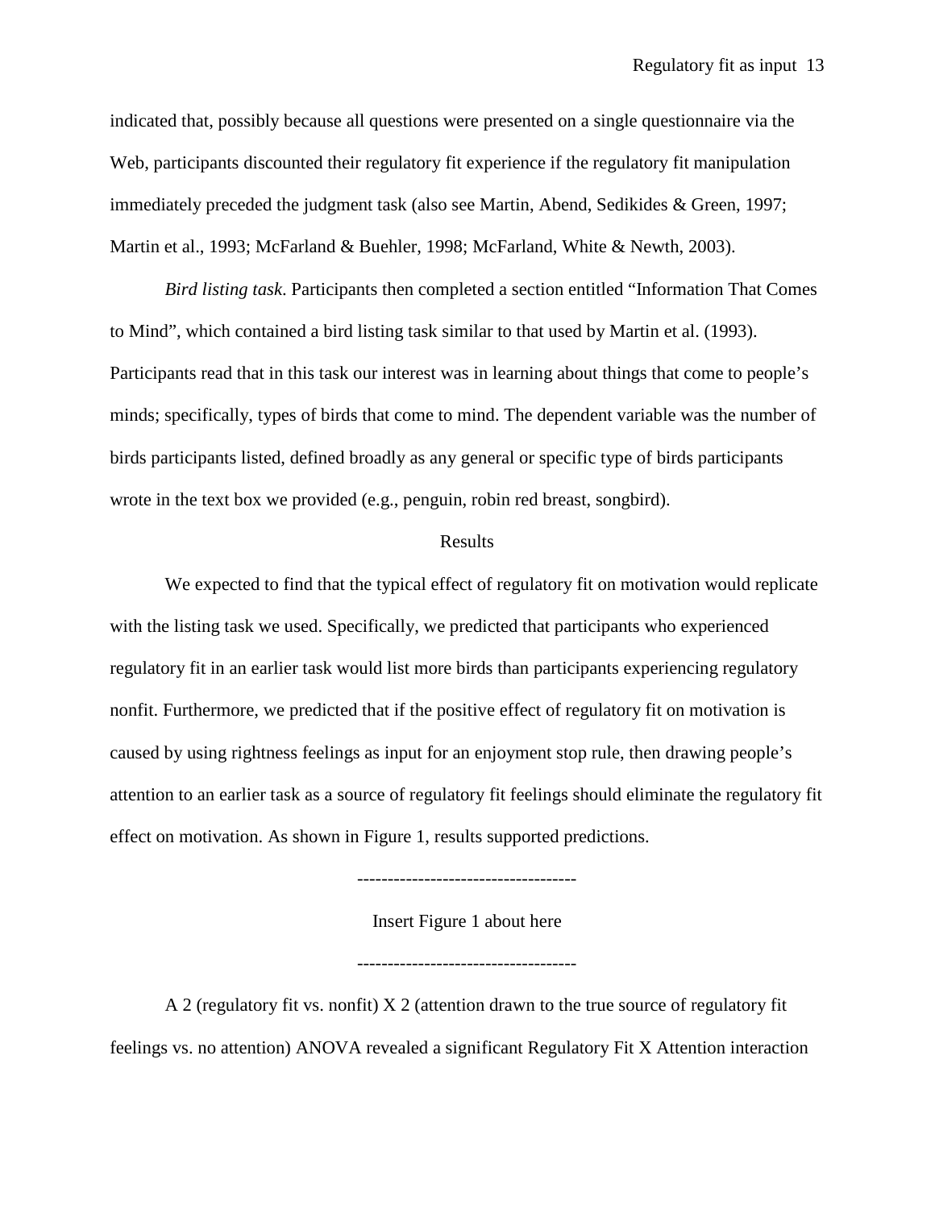indicated that, possibly because all questions were presented on a single questionnaire via the Web, participants discounted their regulatory fit experience if the regulatory fit manipulation immediately preceded the judgment task (also see Martin, Abend, Sedikides & Green, 1997; Martin et al., 1993; McFarland & Buehler, 1998; McFarland, White & Newth, 2003).

*Bird listing task*. Participants then completed a section entitled "Information That Comes to Mind", which contained a bird listing task similar to that used by Martin et al. (1993). Participants read that in this task our interest was in learning about things that come to people's minds; specifically, types of birds that come to mind. The dependent variable was the number of birds participants listed, defined broadly as any general or specific type of birds participants wrote in the text box we provided (e.g., penguin, robin red breast, songbird).

## Results

We expected to find that the typical effect of regulatory fit on motivation would replicate with the listing task we used. Specifically, we predicted that participants who experienced regulatory fit in an earlier task would list more birds than participants experiencing regulatory nonfit. Furthermore, we predicted that if the positive effect of regulatory fit on motivation is caused by using rightness feelings as input for an enjoyment stop rule, then drawing people's attention to an earlier task as a source of regulatory fit feelings should eliminate the regulatory fit effect on motivation. As shown in Figure 1, results supported predictions.

------------------------------------

Insert Figure 1 about here

------------------------------------

A 2 (regulatory fit vs. nonfit) X 2 (attention drawn to the true source of regulatory fit feelings vs. no attention) ANOVA revealed a significant Regulatory Fit X Attention interaction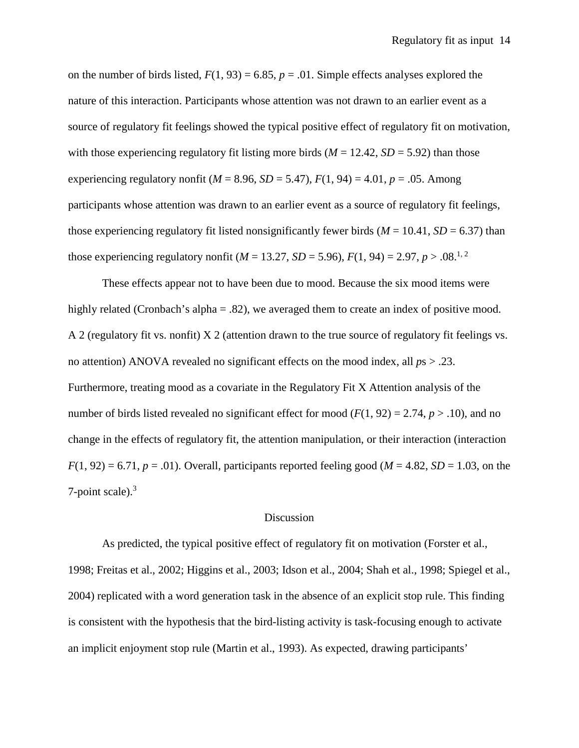on the number of birds listed, $F(1, 93) = 6.85$, $p = .01$. Simple effects analyses explored the nature of this interaction. Participants whose attention was not drawn to an earlier event as a source of regulatory fit feelings showed the typical positive effect of regulatory fit on motivation, with those experiencing regulatory fit listing more birds ($M = 12.42$, $SD = 5.92$) than those experiencing regulatory nonfit ($M = 8.96$, $SD = 5.47$), $F(1, 94) = 4.01$, $p = .05$. Among participants whose attention was drawn to an earlier event as a source of regulatory fit feelings, those experiencing regulatory fit listed nonsignificantly fewer birds ($M = 10.41$, $SD = 6.37$) than those experiencing regulatory nonfit ($M = 13.27$, $SD = 5.96$), $F(1, 94) = 2.97$, $p > .08$.[1, 2]

These effects appear not to have been due to mood. Because the six mood items were highly related (Cronbach's alpha = .82), we averaged them to create an index of positive mood. A 2 (regulatory fit vs. nonfit) X 2 (attention drawn to the true source of regulatory fit feelings vs. no attention) ANOVA revealed no significant effects on the mood index, all *p*s > .23. Furthermore, treating mood as a covariate in the Regulatory Fit X Attention analysis of the number of birds listed revealed no significant effect for mood ($F(1, 92) = 2.74$, $p > .10$), and no change in the effects of regulatory fit, the attention manipulation, or their interaction (interaction $F(1, 92) = 6.71$, $p = .01$). Overall, participants reported feeling good ($M = 4.82$, $SD = 1.03$, on the 7-point scale).[3]

## Discussion

As predicted, the typical positive effect of regulatory fit on motivation (Forster et al., 1998; Freitas et al., 2002; Higgins et al., 2003; Idson et al., 2004; Shah et al., 1998; Spiegel et al., 2004) replicated with a word generation task in the absence of an explicit stop rule. This finding is consistent with the hypothesis that the bird-listing activity is task-focusing enough to activate an implicit enjoyment stop rule (Martin et al., 1993). As expected, drawing participants'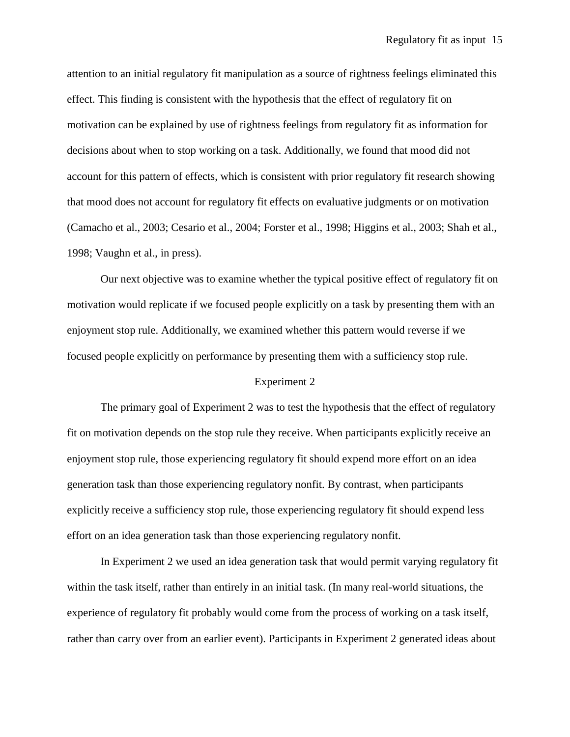attention to an initial regulatory fit manipulation as a source of rightness feelings eliminated this effect. This finding is consistent with the hypothesis that the effect of regulatory fit on motivation can be explained by use of rightness feelings from regulatory fit as information for decisions about when to stop working on a task. Additionally, we found that mood did not account for this pattern of effects, which is consistent with prior regulatory fit research showing that mood does not account for regulatory fit effects on evaluative judgments or on motivation (Camacho et al., 2003; Cesario et al., 2004; Forster et al., 1998; Higgins et al., 2003; Shah et al., 1998; Vaughn et al., in press).

Our next objective was to examine whether the typical positive effect of regulatory fit on motivation would replicate if we focused people explicitly on a task by presenting them with an enjoyment stop rule. Additionally, we examined whether this pattern would reverse if we focused people explicitly on performance by presenting them with a sufficiency stop rule.

## Experiment 2

The primary goal of Experiment 2 was to test the hypothesis that the effect of regulatory fit on motivation depends on the stop rule they receive. When participants explicitly receive an enjoyment stop rule, those experiencing regulatory fit should expend more effort on an idea generation task than those experiencing regulatory nonfit. By contrast, when participants explicitly receive a sufficiency stop rule, those experiencing regulatory fit should expend less effort on an idea generation task than those experiencing regulatory nonfit.

In Experiment 2 we used an idea generation task that would permit varying regulatory fit within the task itself, rather than entirely in an initial task. (In many real-world situations, the experience of regulatory fit probably would come from the process of working on a task itself, rather than carry over from an earlier event). Participants in Experiment 2 generated ideas about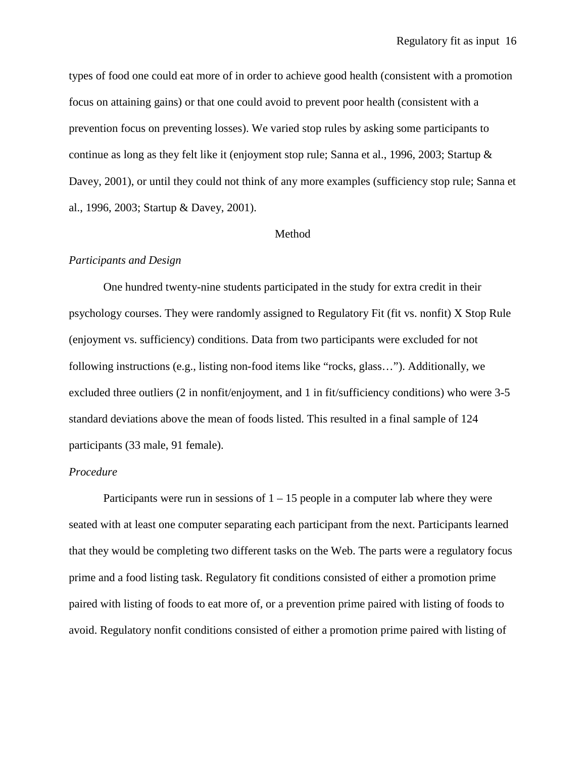types of food one could eat more of in order to achieve good health (consistent with a promotion focus on attaining gains) or that one could avoid to prevent poor health (consistent with a prevention focus on preventing losses). We varied stop rules by asking some participants to continue as long as they felt like it (enjoyment stop rule; Sanna et al., 1996, 2003; Startup & Davey, 2001), or until they could not think of any more examples (sufficiency stop rule; Sanna et al., 1996, 2003; Startup & Davey, 2001).

## Method

### *Participants and Design*

One hundred twenty-nine students participated in the study for extra credit in their psychology courses. They were randomly assigned to Regulatory Fit (fit vs. nonfit) X Stop Rule (enjoyment vs. sufficiency) conditions. Data from two participants were excluded for not following instructions (e.g., listing non-food items like "rocks, glass…"). Additionally, we excluded three outliers (2 in nonfit/enjoyment, and 1 in fit/sufficiency conditions) who were 3-5 standard deviations above the mean of foods listed. This resulted in a final sample of 124 participants (33 male, 91 female).

### *Procedure*

Participants were run in sessions of 1 – 15 people in a computer lab where they were seated with at least one computer separating each participant from the next. Participants learned that they would be completing two different tasks on the Web. The parts were a regulatory focus prime and a food listing task. Regulatory fit conditions consisted of either a promotion prime paired with listing of foods to eat more of, or a prevention prime paired with listing of foods to avoid. Regulatory nonfit conditions consisted of either a promotion prime paired with listing of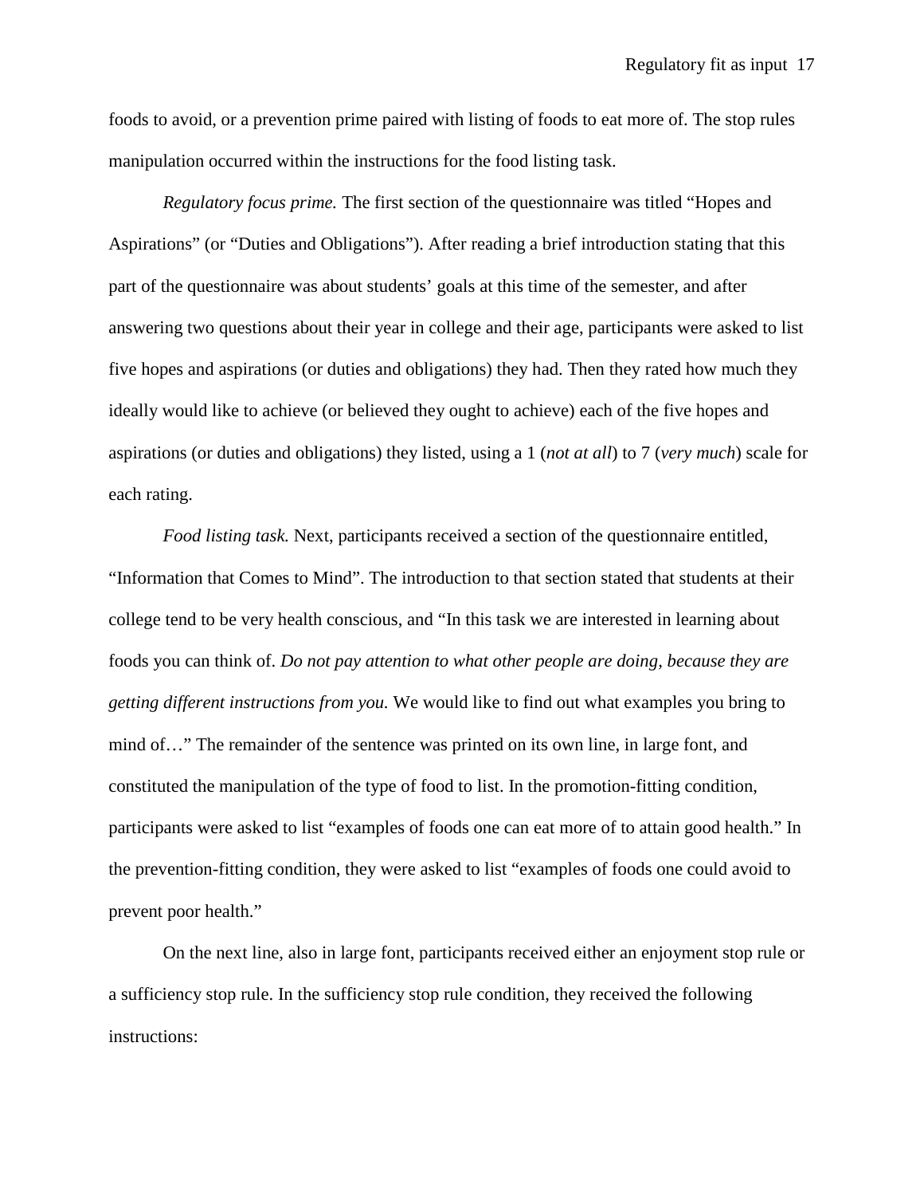foods to avoid, or a prevention prime paired with listing of foods to eat more of. The stop rules manipulation occurred within the instructions for the food listing task.

*Regulatory focus prime.* The first section of the questionnaire was titled “Hopes and Aspirations” (or “Duties and Obligations”). After reading a brief introduction stating that this part of the questionnaire was about students’ goals at this time of the semester, and after answering two questions about their year in college and their age, participants were asked to list five hopes and aspirations (or duties and obligations) they had. Then they rated how much they ideally would like to achieve (or believed they ought to achieve) each of the five hopes and aspirations (or duties and obligations) they listed, using a 1 (*not at all*) to 7 (*very much*) scale for each rating.

*Food listing task.* Next, participants received a section of the questionnaire entitled, “Information that Comes to Mind”. The introduction to that section stated that students at their college tend to be very health conscious, and “In this task we are interested in learning about foods you can think of. *Do not pay attention to what other people are doing, because they are getting different instructions from you.* We would like to find out what examples you bring to mind of…” The remainder of the sentence was printed on its own line, in large font, and constituted the manipulation of the type of food to list. In the promotion-fitting condition, participants were asked to list “examples of foods one can eat more of to attain good health.” In the prevention-fitting condition, they were asked to list “examples of foods one could avoid to prevent poor health.”

On the next line, also in large font, participants received either an enjoyment stop rule or a sufficiency stop rule. In the sufficiency stop rule condition, they received the following instructions: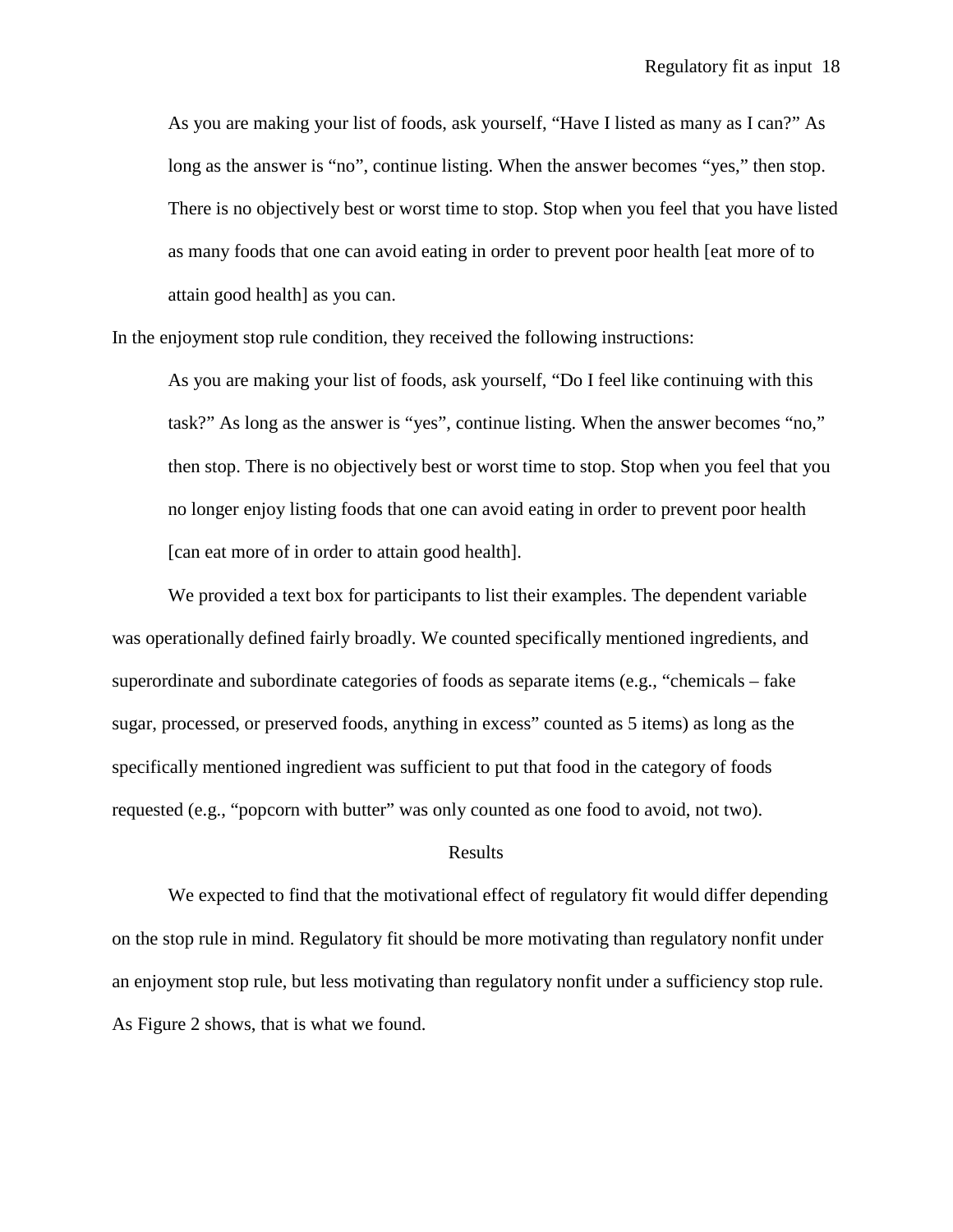> As you are making your list of foods, ask yourself, “Have I listed as many as I can?” As long as the answer is “no”, continue listing. When the answer becomes “yes,” then stop. There is no objectively best or worst time to stop. Stop when you feel that you have listed as many foods that one can avoid eating in order to prevent poor health [eat more of to attain good health] as you can.

In the enjoyment stop rule condition, they received the following instructions:

> As you are making your list of foods, ask yourself, “Do I feel like continuing with this task?” As long as the answer is “yes”, continue listing. When the answer becomes “no,” then stop. There is no objectively best or worst time to stop. Stop when you feel that you no longer enjoy listing foods that one can avoid eating in order to prevent poor health [can eat more of in order to attain good health].

We provided a text box for participants to list their examples. The dependent variable was operationally defined fairly broadly. We counted specifically mentioned ingredients, and superordinate and subordinate categories of foods as separate items (e.g., “chemicals – fake sugar, processed, or preserved foods, anything in excess” counted as 5 items) as long as the specifically mentioned ingredient was sufficient to put that food in the category of foods requested (e.g., “popcorn with butter” was only counted as one food to avoid, not two).

## Results

We expected to find that the motivational effect of regulatory fit would differ depending on the stop rule in mind. Regulatory fit should be more motivating than regulatory nonfit under an enjoyment stop rule, but less motivating than regulatory nonfit under a sufficiency stop rule. As Figure 2 shows, that is what we found.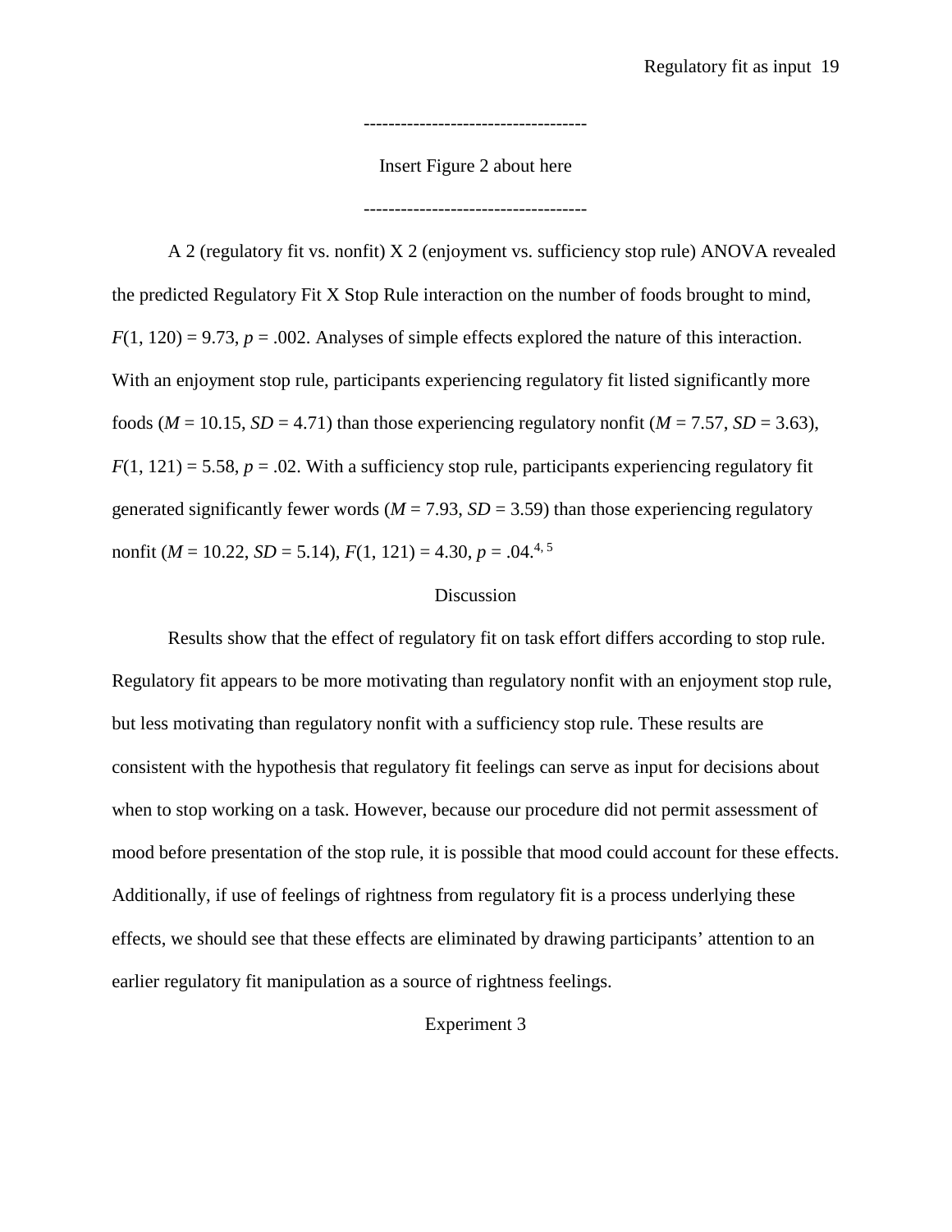------------------------------------

Insert Figure 2 about here

------------------------------------

A 2 (regulatory fit vs. nonfit) X 2 (enjoyment vs. sufficiency stop rule) ANOVA revealed the predicted Regulatory Fit X Stop Rule interaction on the number of foods brought to mind, $F(1, 120) = 9.73$, $p = .002$. Analyses of simple effects explored the nature of this interaction. With an enjoyment stop rule, participants experiencing regulatory fit listed significantly more foods ($M = 10.15$, $SD = 4.71$) than those experiencing regulatory nonfit ($M = 7.57$, $SD = 3.63$), $F(1, 121) = 5.58$, $p = .02$. With a sufficiency stop rule, participants experiencing regulatory fit generated significantly fewer words ($M = 7.93$, $SD = 3.59$) than those experiencing regulatory nonfit ($M = 10.22$, $SD = 5.14$), $F(1, 121) = 4.30$, $p = .04$.[4, 5]

## Discussion

Results show that the effect of regulatory fit on task effort differs according to stop rule. Regulatory fit appears to be more motivating than regulatory nonfit with an enjoyment stop rule, but less motivating than regulatory nonfit with a sufficiency stop rule. These results are consistent with the hypothesis that regulatory fit feelings can serve as input for decisions about when to stop working on a task. However, because our procedure did not permit assessment of mood before presentation of the stop rule, it is possible that mood could account for these effects. Additionally, if use of feelings of rightness from regulatory fit is a process underlying these effects, we should see that these effects are eliminated by drawing participants' attention to an earlier regulatory fit manipulation as a source of rightness feelings.

## Experiment 3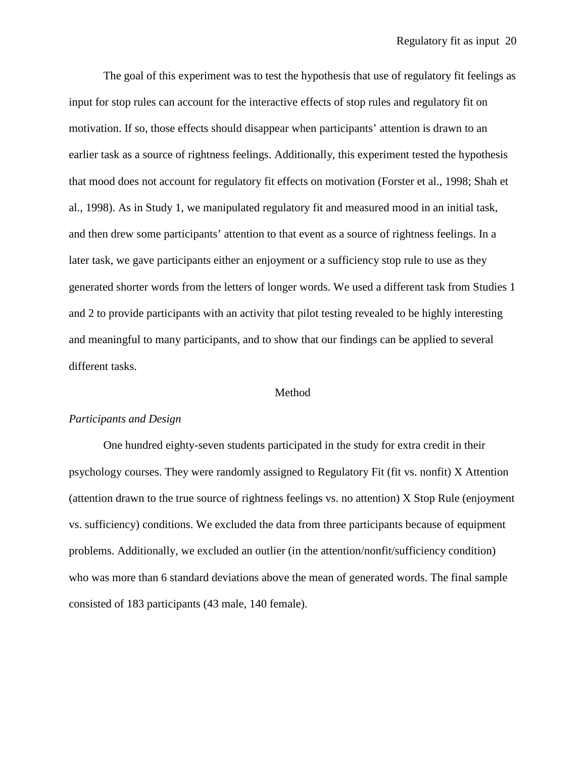The goal of this experiment was to test the hypothesis that use of regulatory fit feelings as input for stop rules can account for the interactive effects of stop rules and regulatory fit on motivation. If so, those effects should disappear when participants' attention is drawn to an earlier task as a source of rightness feelings. Additionally, this experiment tested the hypothesis that mood does not account for regulatory fit effects on motivation (Forster et al., 1998; Shah et al., 1998). As in Study 1, we manipulated regulatory fit and measured mood in an initial task, and then drew some participants' attention to that event as a source of rightness feelings. In a later task, we gave participants either an enjoyment or a sufficiency stop rule to use as they generated shorter words from the letters of longer words. We used a different task from Studies 1 and 2 to provide participants with an activity that pilot testing revealed to be highly interesting and meaningful to many participants, and to show that our findings can be applied to several different tasks.

## Method

### *Participants and Design*

One hundred eighty-seven students participated in the study for extra credit in their psychology courses. They were randomly assigned to Regulatory Fit (fit vs. nonfit) X Attention (attention drawn to the true source of rightness feelings vs. no attention) X Stop Rule (enjoyment vs. sufficiency) conditions. We excluded the data from three participants because of equipment problems. Additionally, we excluded an outlier (in the attention/nonfit/sufficiency condition) who was more than 6 standard deviations above the mean of generated words. The final sample consisted of 183 participants (43 male, 140 female).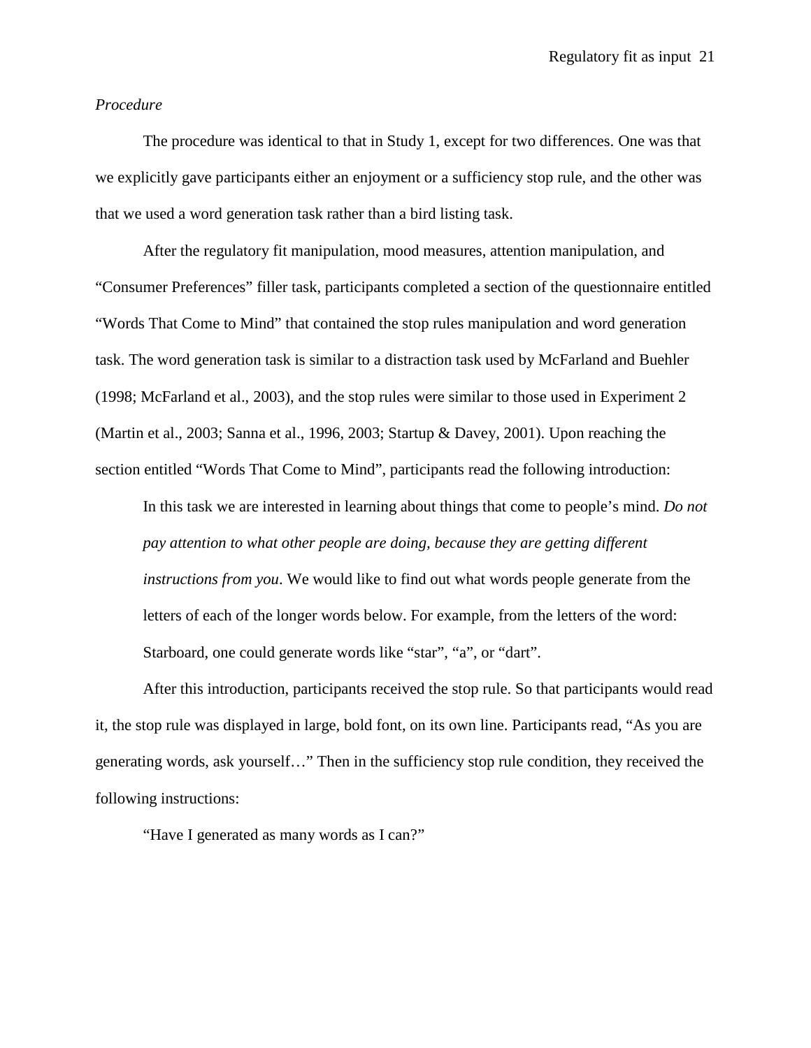*Procedure*

The procedure was identical to that in Study 1, except for two differences. One was that we explicitly gave participants either an enjoyment or a sufficiency stop rule, and the other was that we used a word generation task rather than a bird listing task.

After the regulatory fit manipulation, mood measures, attention manipulation, and "Consumer Preferences" filler task, participants completed a section of the questionnaire entitled "Words That Come to Mind" that contained the stop rules manipulation and word generation task. The word generation task is similar to a distraction task used by McFarland and Buehler (1998; McFarland et al., 2003), and the stop rules were similar to those used in Experiment 2 (Martin et al., 2003; Sanna et al., 1996, 2003; Startup & Davey, 2001). Upon reaching the section entitled "Words That Come to Mind", participants read the following introduction:

> In this task we are interested in learning about things that come to people's mind. *Do not pay attention to what other people are doing, because they are getting different instructions from you*. We would like to find out what words people generate from the letters of each of the longer words below. For example, from the letters of the word: Starboard, one could generate words like "star", "a", or "dart".

After this introduction, participants received the stop rule. So that participants would read it, the stop rule was displayed in large, bold font, on its own line. Participants read, "As you are generating words, ask yourself…" Then in the sufficiency stop rule condition, they received the following instructions:

> "Have I generated as many words as I can?"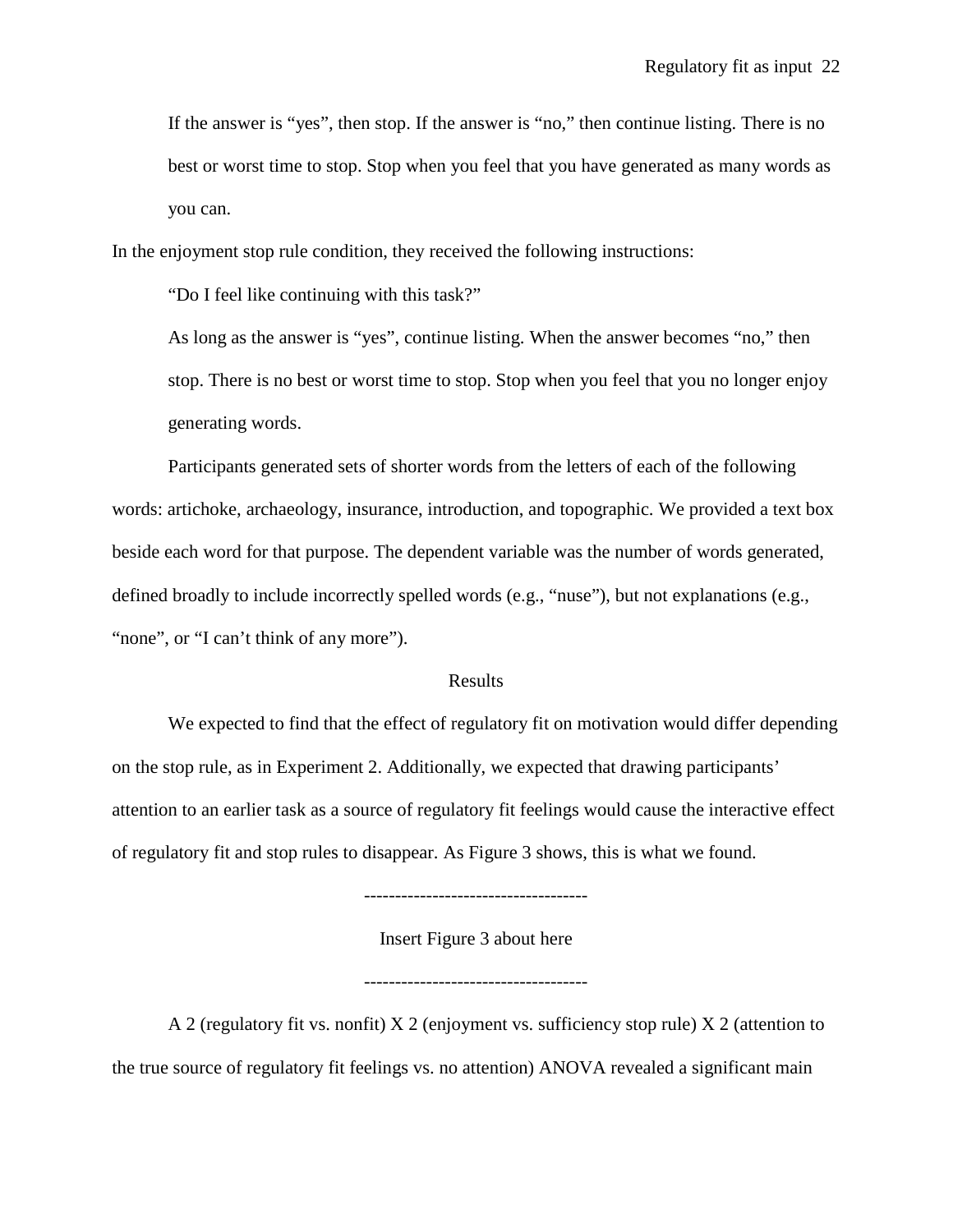If the answer is “yes”, then stop. If the answer is “no,” then continue listing. There is no best or worst time to stop. Stop when you feel that you have generated as many words as you can.

In the enjoyment stop rule condition, they received the following instructions:

> “Do I feel like continuing with this task?”
>
> As long as the answer is “yes”, continue listing. When the answer becomes “no,” then stop. There is no best or worst time to stop. Stop when you feel that you no longer enjoy generating words.

Participants generated sets of shorter words from the letters of each of the following words: artichoke, archaeology, insurance, introduction, and topographic. We provided a text box beside each word for that purpose. The dependent variable was the number of words generated, defined broadly to include incorrectly spelled words (e.g., “nuse”), but not explanations (e.g., “none”, or “I can’t think of any more”).

## Results

We expected to find that the effect of regulatory fit on motivation would differ depending on the stop rule, as in Experiment 2. Additionally, we expected that drawing participants’ attention to an earlier task as a source of regulatory fit feelings would cause the interactive effect of regulatory fit and stop rules to disappear. As Figure 3 shows, this is what we found.

------------------------------------

Insert Figure 3 about here

------------------------------------

A 2 (regulatory fit vs. nonfit) X 2 (enjoyment vs. sufficiency stop rule) X 2 (attention to the true source of regulatory fit feelings vs. no attention) ANOVA revealed a significant main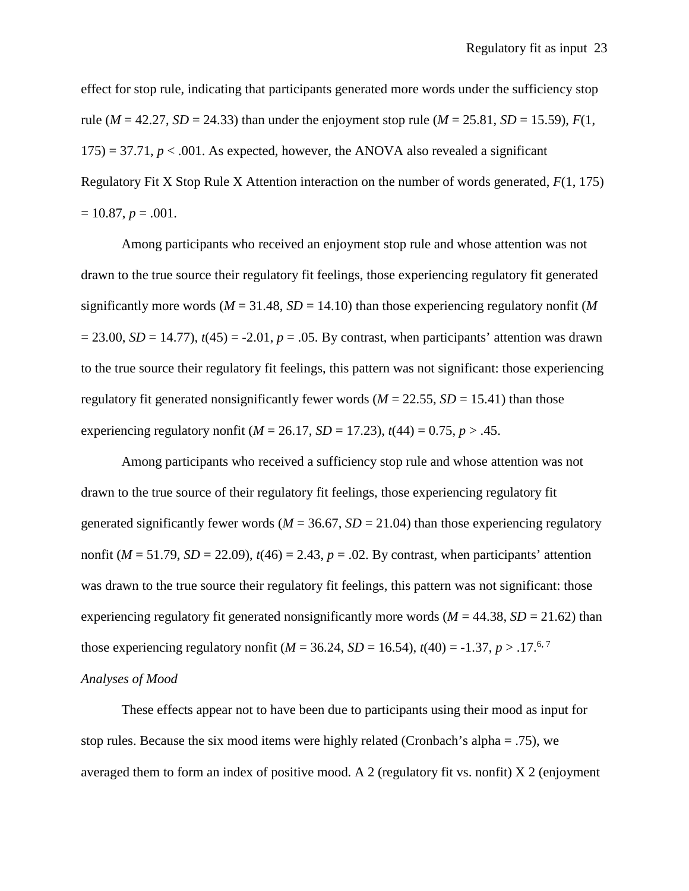effect for stop rule, indicating that participants generated more words under the sufficiency stop rule ($M$ = 42.27, $SD$ = 24.33) than under the enjoyment stop rule ($M$ = 25.81, $SD$ = 15.59), $F(1, 175) = 37.71$, $p < .001$. As expected, however, the ANOVA also revealed a significant Regulatory Fit X Stop Rule X Attention interaction on the number of words generated, $F(1, 175) = 10.87$, $p = .001$.

Among participants who received an enjoyment stop rule and whose attention was not drawn to the true source their regulatory fit feelings, those experiencing regulatory fit generated significantly more words ($M$ = 31.48, $SD$ = 14.10) than those experiencing regulatory nonfit ($M$ = 23.00, $SD$ = 14.77), $t(45) = -2.01$, $p = .05$. By contrast, when participants' attention was drawn to the true source their regulatory fit feelings, this pattern was not significant: those experiencing regulatory fit generated nonsignificantly fewer words ($M$ = 22.55, $SD$ = 15.41) than those experiencing regulatory nonfit ($M$ = 26.17, $SD$ = 17.23), $t(44) = 0.75$, $p > .45$.

Among participants who received a sufficiency stop rule and whose attention was not drawn to the true source of their regulatory fit feelings, those experiencing regulatory fit generated significantly fewer words ($M$ = 36.67, $SD$ = 21.04) than those experiencing regulatory nonfit ($M$ = 51.79, $SD$ = 22.09), $t(46) = 2.43$, $p = .02$. By contrast, when participants' attention was drawn to the true source their regulatory fit feelings, this pattern was not significant: those experiencing regulatory fit generated nonsignificantly more words ($M$ = 44.38, $SD$ = 21.62) than those experiencing regulatory nonfit ($M$ = 36.24, $SD$ = 16.54), $t(40) = -1.37$, $p > .17$.[6, 7]

*Analyses of Mood*

These effects appear not to have been due to participants using their mood as input for stop rules. Because the six mood items were highly related (Cronbach's alpha = .75), we averaged them to form an index of positive mood. A 2 (regulatory fit vs. nonfit) X 2 (enjoyment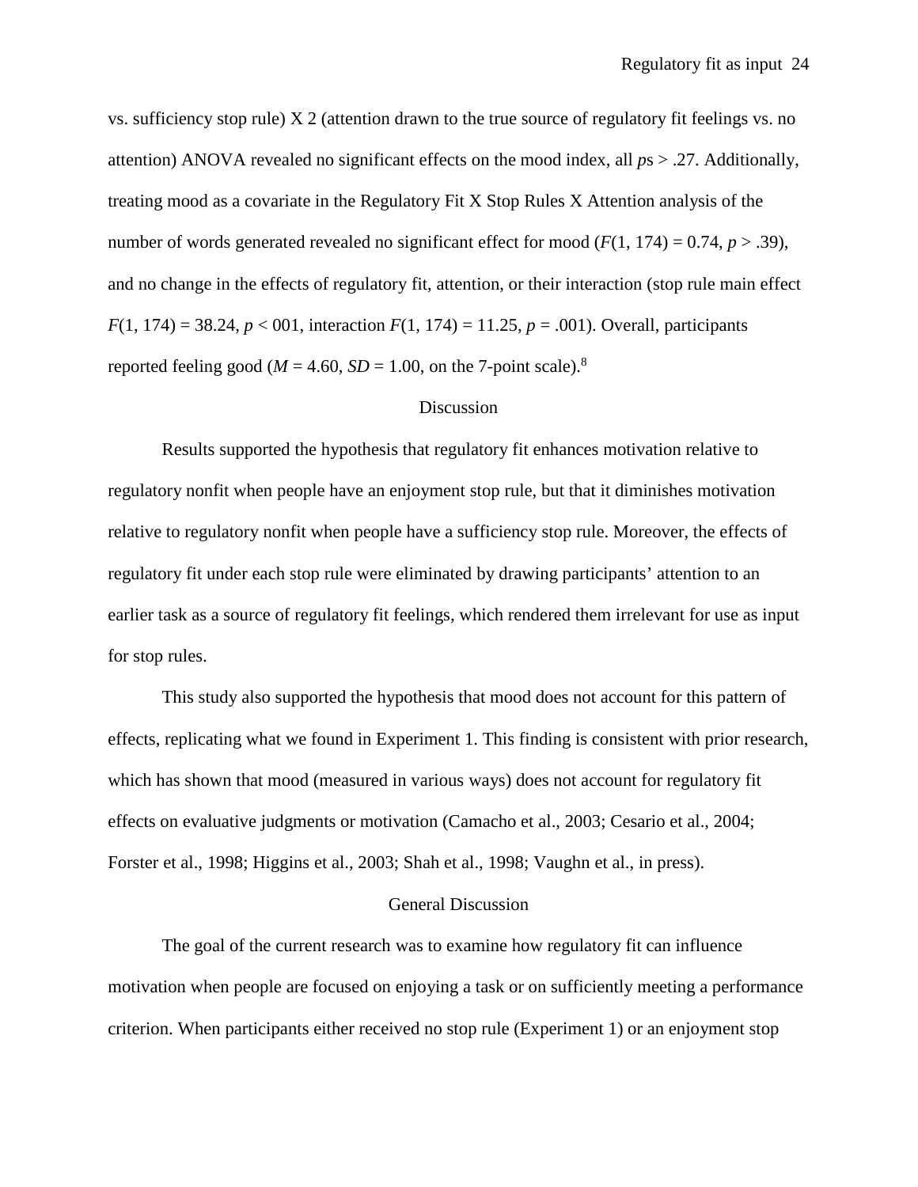vs. sufficiency stop rule) X 2 (attention drawn to the true source of regulatory fit feelings vs. no attention) ANOVA revealed no significant effects on the mood index, all *p*s > .27. Additionally, treating mood as a covariate in the Regulatory Fit X Stop Rules X Attention analysis of the number of words generated revealed no significant effect for mood ($F(1, 174) = 0.74$, $p > .39$), and no change in the effects of regulatory fit, attention, or their interaction (stop rule main effect $F(1, 174) = 38.24$, $p <$ 001, interaction $F(1, 174) = 11.25$, $p = .001$). Overall, participants reported feeling good ($M = 4.60$, $SD = 1.00$, on the 7-point scale).[8]

## Discussion

Results supported the hypothesis that regulatory fit enhances motivation relative to regulatory nonfit when people have an enjoyment stop rule, but that it diminishes motivation relative to regulatory nonfit when people have a sufficiency stop rule. Moreover, the effects of regulatory fit under each stop rule were eliminated by drawing participants' attention to an earlier task as a source of regulatory fit feelings, which rendered them irrelevant for use as input for stop rules.

This study also supported the hypothesis that mood does not account for this pattern of effects, replicating what we found in Experiment 1. This finding is consistent with prior research, which has shown that mood (measured in various ways) does not account for regulatory fit effects on evaluative judgments or motivation (Camacho et al., 2003; Cesario et al., 2004; Forster et al., 1998; Higgins et al., 2003; Shah et al., 1998; Vaughn et al., in press).

## General Discussion

The goal of the current research was to examine how regulatory fit can influence motivation when people are focused on enjoying a task or on sufficiently meeting a performance criterion. When participants either received no stop rule (Experiment 1) or an enjoyment stop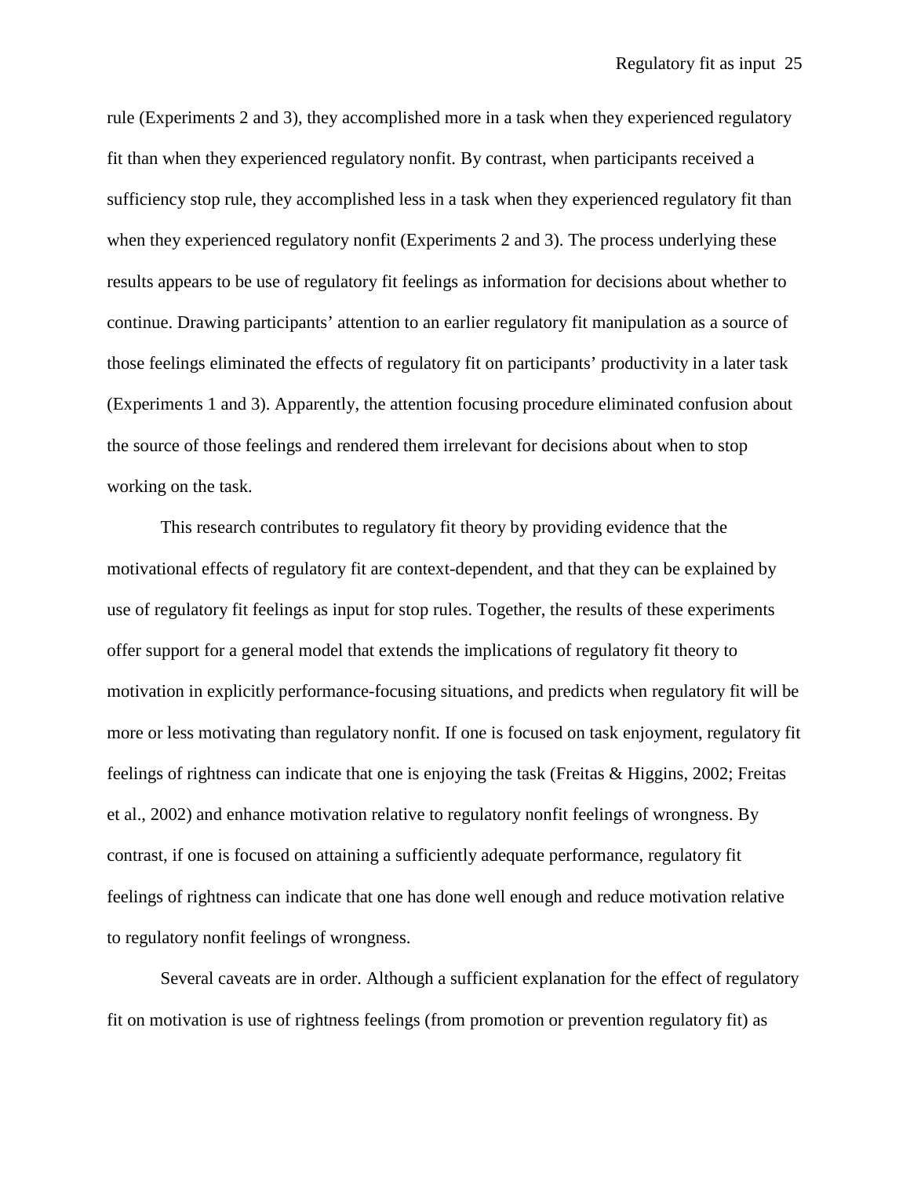rule (Experiments 2 and 3), they accomplished more in a task when they experienced regulatory fit than when they experienced regulatory nonfit. By contrast, when participants received a sufficiency stop rule, they accomplished less in a task when they experienced regulatory fit than when they experienced regulatory nonfit (Experiments 2 and 3). The process underlying these results appears to be use of regulatory fit feelings as information for decisions about whether to continue. Drawing participants' attention to an earlier regulatory fit manipulation as a source of those feelings eliminated the effects of regulatory fit on participants' productivity in a later task (Experiments 1 and 3). Apparently, the attention focusing procedure eliminated confusion about the source of those feelings and rendered them irrelevant for decisions about when to stop working on the task.

This research contributes to regulatory fit theory by providing evidence that the motivational effects of regulatory fit are context-dependent, and that they can be explained by use of regulatory fit feelings as input for stop rules. Together, the results of these experiments offer support for a general model that extends the implications of regulatory fit theory to motivation in explicitly performance-focusing situations, and predicts when regulatory fit will be more or less motivating than regulatory nonfit. If one is focused on task enjoyment, regulatory fit feelings of rightness can indicate that one is enjoying the task (Freitas & Higgins, 2002; Freitas et al., 2002) and enhance motivation relative to regulatory nonfit feelings of wrongness. By contrast, if one is focused on attaining a sufficiently adequate performance, regulatory fit feelings of rightness can indicate that one has done well enough and reduce motivation relative to regulatory nonfit feelings of wrongness.

Several caveats are in order. Although a sufficient explanation for the effect of regulatory fit on motivation is use of rightness feelings (from promotion or prevention regulatory fit) as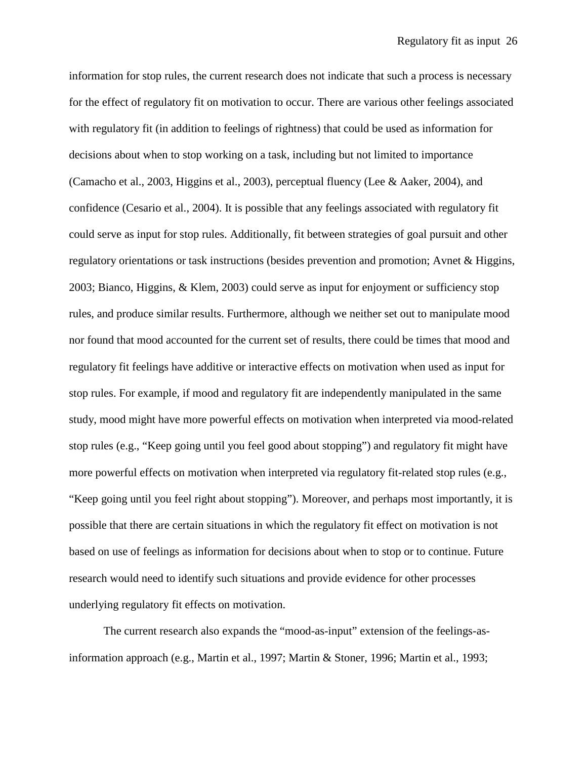information for stop rules, the current research does not indicate that such a process is necessary for the effect of regulatory fit on motivation to occur. There are various other feelings associated with regulatory fit (in addition to feelings of rightness) that could be used as information for decisions about when to stop working on a task, including but not limited to importance (Camacho et al., 2003, Higgins et al., 2003), perceptual fluency (Lee & Aaker, 2004), and confidence (Cesario et al., 2004). It is possible that any feelings associated with regulatory fit could serve as input for stop rules. Additionally, fit between strategies of goal pursuit and other regulatory orientations or task instructions (besides prevention and promotion; Avnet & Higgins, 2003; Bianco, Higgins, & Klem, 2003) could serve as input for enjoyment or sufficiency stop rules, and produce similar results. Furthermore, although we neither set out to manipulate mood nor found that mood accounted for the current set of results, there could be times that mood and regulatory fit feelings have additive or interactive effects on motivation when used as input for stop rules. For example, if mood and regulatory fit are independently manipulated in the same study, mood might have more powerful effects on motivation when interpreted via mood-related stop rules (e.g., "Keep going until you feel good about stopping") and regulatory fit might have more powerful effects on motivation when interpreted via regulatory fit-related stop rules (e.g., "Keep going until you feel right about stopping"). Moreover, and perhaps most importantly, it is possible that there are certain situations in which the regulatory fit effect on motivation is not based on use of feelings as information for decisions about when to stop or to continue. Future research would need to identify such situations and provide evidence for other processes underlying regulatory fit effects on motivation.

The current research also expands the "mood-as-input" extension of the feelings-as-information approach (e.g., Martin et al., 1997; Martin & Stoner, 1996; Martin et al., 1993;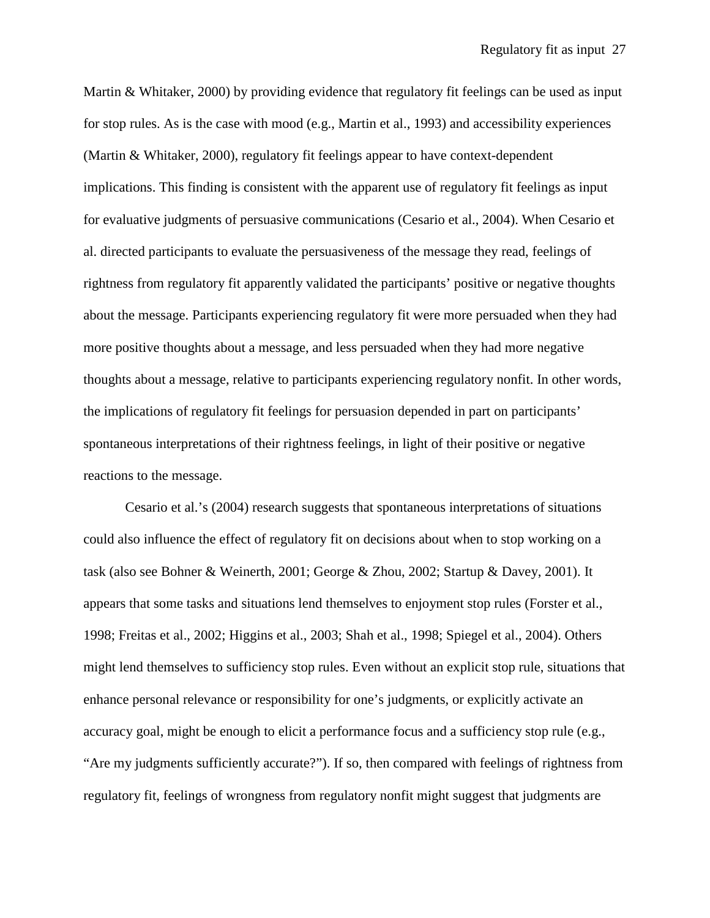Martin & Whitaker, 2000) by providing evidence that regulatory fit feelings can be used as input for stop rules. As is the case with mood (e.g., Martin et al., 1993) and accessibility experiences (Martin & Whitaker, 2000), regulatory fit feelings appear to have context-dependent implications. This finding is consistent with the apparent use of regulatory fit feelings as input for evaluative judgments of persuasive communications (Cesario et al., 2004). When Cesario et al. directed participants to evaluate the persuasiveness of the message they read, feelings of rightness from regulatory fit apparently validated the participants' positive or negative thoughts about the message. Participants experiencing regulatory fit were more persuaded when they had more positive thoughts about a message, and less persuaded when they had more negative thoughts about a message, relative to participants experiencing regulatory nonfit. In other words, the implications of regulatory fit feelings for persuasion depended in part on participants' spontaneous interpretations of their rightness feelings, in light of their positive or negative reactions to the message.

Cesario et al.'s (2004) research suggests that spontaneous interpretations of situations could also influence the effect of regulatory fit on decisions about when to stop working on a task (also see Bohner & Weinerth, 2001; George & Zhou, 2002; Startup & Davey, 2001). It appears that some tasks and situations lend themselves to enjoyment stop rules (Forster et al., 1998; Freitas et al., 2002; Higgins et al., 2003; Shah et al., 1998; Spiegel et al., 2004). Others might lend themselves to sufficiency stop rules. Even without an explicit stop rule, situations that enhance personal relevance or responsibility for one's judgments, or explicitly activate an accuracy goal, might be enough to elicit a performance focus and a sufficiency stop rule (e.g., "Are my judgments sufficiently accurate?"). If so, then compared with feelings of rightness from regulatory fit, feelings of wrongness from regulatory nonfit might suggest that judgments are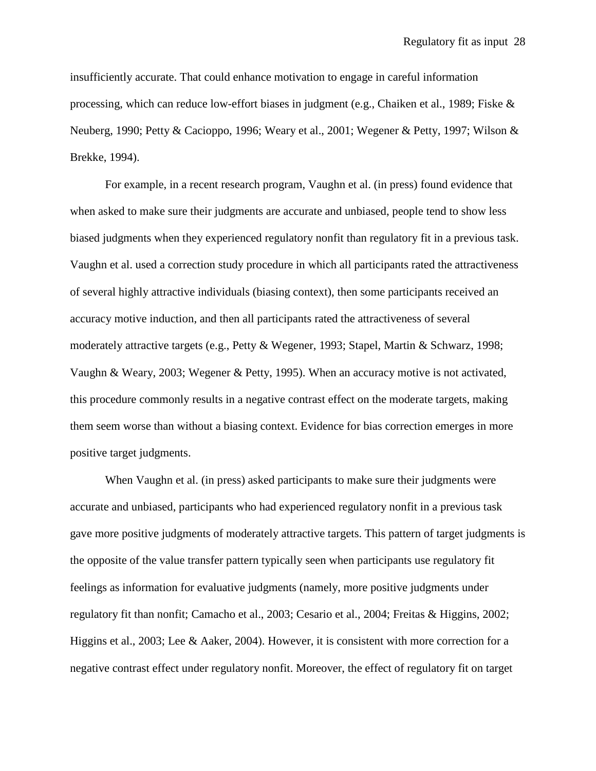insufficiently accurate. That could enhance motivation to engage in careful information processing, which can reduce low-effort biases in judgment (e.g., Chaiken et al., 1989; Fiske & Neuberg, 1990; Petty & Cacioppo, 1996; Weary et al., 2001; Wegener & Petty, 1997; Wilson & Brekke, 1994).

For example, in a recent research program, Vaughn et al. (in press) found evidence that when asked to make sure their judgments are accurate and unbiased, people tend to show less biased judgments when they experienced regulatory nonfit than regulatory fit in a previous task. Vaughn et al. used a correction study procedure in which all participants rated the attractiveness of several highly attractive individuals (biasing context), then some participants received an accuracy motive induction, and then all participants rated the attractiveness of several moderately attractive targets (e.g., Petty & Wegener, 1993; Stapel, Martin & Schwarz, 1998; Vaughn & Weary, 2003; Wegener & Petty, 1995). When an accuracy motive is not activated, this procedure commonly results in a negative contrast effect on the moderate targets, making them seem worse than without a biasing context. Evidence for bias correction emerges in more positive target judgments.

When Vaughn et al. (in press) asked participants to make sure their judgments were accurate and unbiased, participants who had experienced regulatory nonfit in a previous task gave more positive judgments of moderately attractive targets. This pattern of target judgments is the opposite of the value transfer pattern typically seen when participants use regulatory fit feelings as information for evaluative judgments (namely, more positive judgments under regulatory fit than nonfit; Camacho et al., 2003; Cesario et al., 2004; Freitas & Higgins, 2002; Higgins et al., 2003; Lee & Aaker, 2004). However, it is consistent with more correction for a negative contrast effect under regulatory nonfit. Moreover, the effect of regulatory fit on target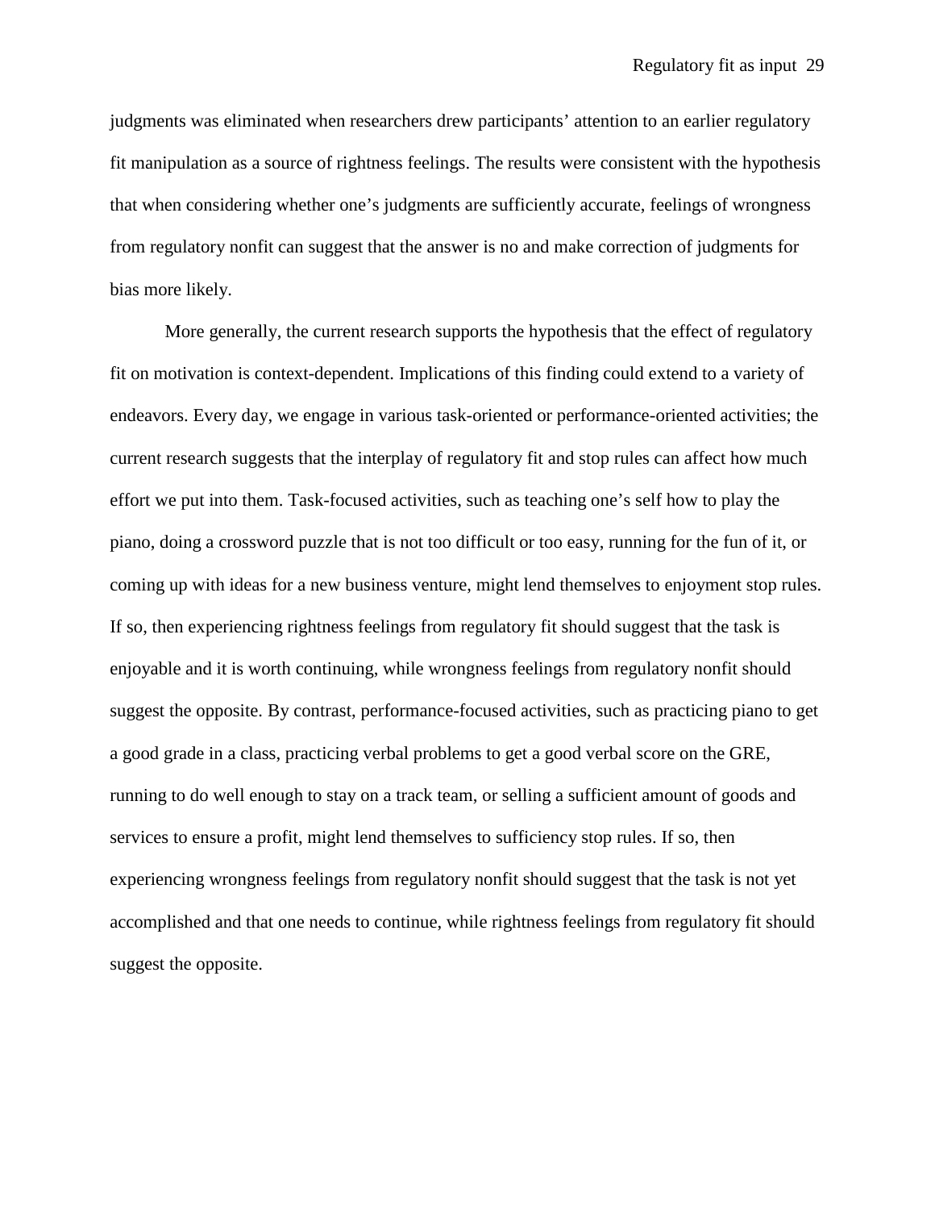judgments was eliminated when researchers drew participants' attention to an earlier regulatory fit manipulation as a source of rightness feelings. The results were consistent with the hypothesis that when considering whether one's judgments are sufficiently accurate, feelings of wrongness from regulatory nonfit can suggest that the answer is no and make correction of judgments for bias more likely.

More generally, the current research supports the hypothesis that the effect of regulatory fit on motivation is context-dependent. Implications of this finding could extend to a variety of endeavors. Every day, we engage in various task-oriented or performance-oriented activities; the current research suggests that the interplay of regulatory fit and stop rules can affect how much effort we put into them. Task-focused activities, such as teaching one's self how to play the piano, doing a crossword puzzle that is not too difficult or too easy, running for the fun of it, or coming up with ideas for a new business venture, might lend themselves to enjoyment stop rules. If so, then experiencing rightness feelings from regulatory fit should suggest that the task is enjoyable and it is worth continuing, while wrongness feelings from regulatory nonfit should suggest the opposite. By contrast, performance-focused activities, such as practicing piano to get a good grade in a class, practicing verbal problems to get a good verbal score on the GRE, running to do well enough to stay on a track team, or selling a sufficient amount of goods and services to ensure a profit, might lend themselves to sufficiency stop rules. If so, then experiencing wrongness feelings from regulatory nonfit should suggest that the task is not yet accomplished and that one needs to continue, while rightness feelings from regulatory fit should suggest the opposite.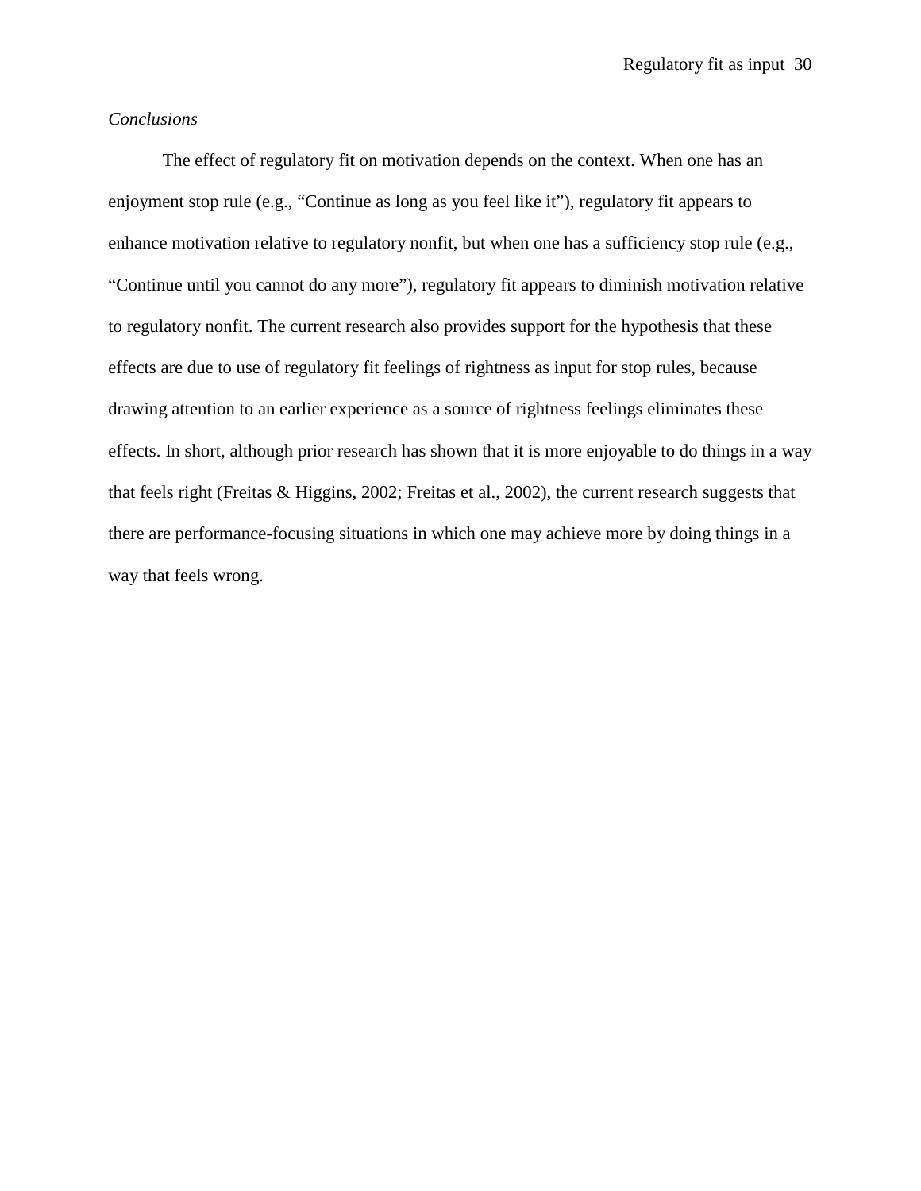*Conclusions*

The effect of regulatory fit on motivation depends on the context. When one has an enjoyment stop rule (e.g., “Continue as long as you feel like it”), regulatory fit appears to enhance motivation relative to regulatory nonfit, but when one has a sufficiency stop rule (e.g., “Continue until you cannot do any more”), regulatory fit appears to diminish motivation relative to regulatory nonfit. The current research also provides support for the hypothesis that these effects are due to use of regulatory fit feelings of rightness as input for stop rules, because drawing attention to an earlier experience as a source of rightness feelings eliminates these effects. In short, although prior research has shown that it is more enjoyable to do things in a way that feels right (Freitas & Higgins, 2002; Freitas et al., 2002), the current research suggests that there are performance-focusing situations in which one may achieve more by doing things in a way that feels wrong.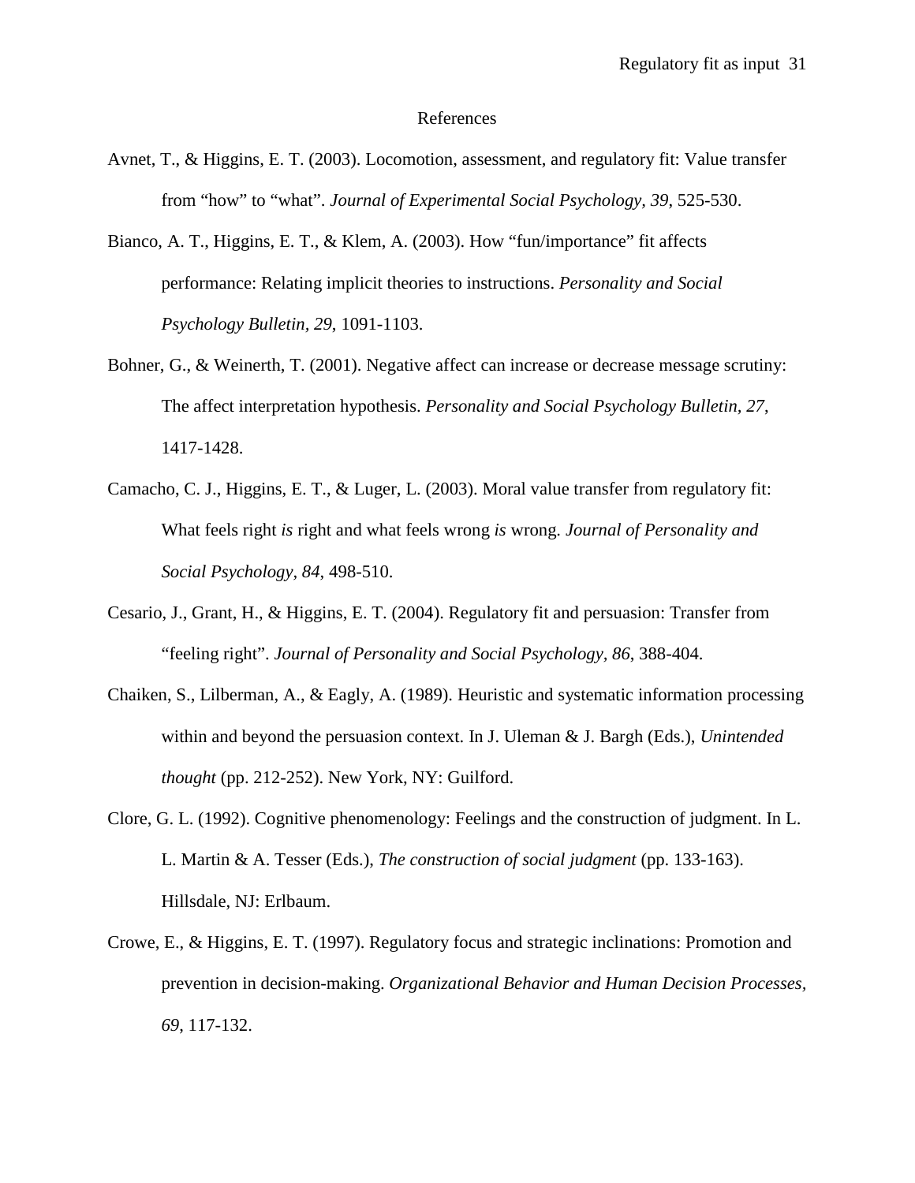# References

Avnet, T., & Higgins, E. T. (2003). Locomotion, assessment, and regulatory fit: Value transfer from "how" to "what". *Journal of Experimental Social Psychology, 39*, 525-530.

Bianco, A. T., Higgins, E. T., & Klem, A. (2003). How "fun/importance" fit affects performance: Relating implicit theories to instructions. *Personality and Social Psychology Bulletin, 29*, 1091-1103.

Bohner, G., & Weinerth, T. (2001). Negative affect can increase or decrease message scrutiny: The affect interpretation hypothesis. *Personality and Social Psychology Bulletin, 27*, 1417-1428.

Camacho, C. J., Higgins, E. T., & Luger, L. (2003). Moral value transfer from regulatory fit: What feels right *is* right and what feels wrong *is* wrong. *Journal of Personality and Social Psychology, 84*, 498-510.

Cesario, J., Grant, H., & Higgins, E. T. (2004). Regulatory fit and persuasion: Transfer from "feeling right". *Journal of Personality and Social Psychology, 86*, 388-404.

Chaiken, S., Lilberman, A., & Eagly, A. (1989). Heuristic and systematic information processing within and beyond the persuasion context. In J. Uleman & J. Bargh (Eds.), *Unintended thought* (pp. 212-252). New York, NY: Guilford.

Clore, G. L. (1992). Cognitive phenomenology: Feelings and the construction of judgment. In L. L. Martin & A. Tesser (Eds.), *The construction of social judgment* (pp. 133-163). Hillsdale, NJ: Erlbaum.

Crowe, E., & Higgins, E. T. (1997). Regulatory focus and strategic inclinations: Promotion and prevention in decision-making. *Organizational Behavior and Human Decision Processes, 69*, 117-132.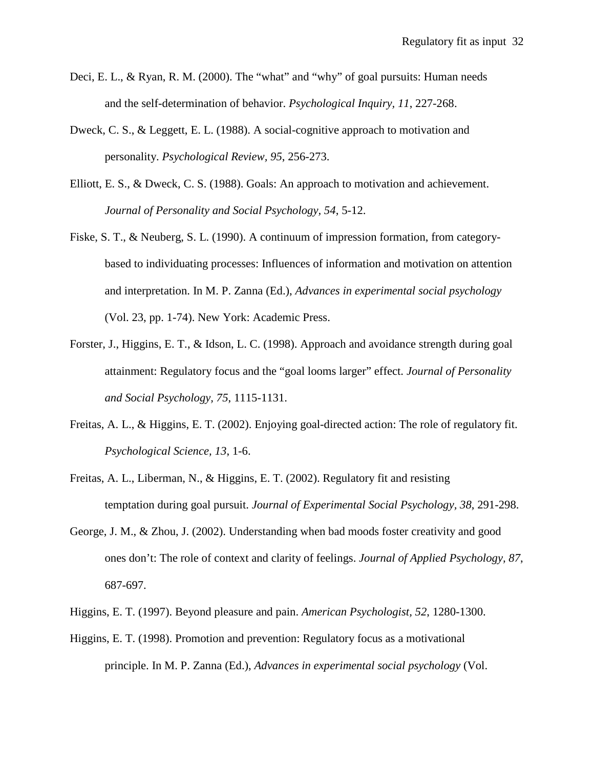Deci, E. L., & Ryan, R. M. (2000). The "what" and "why" of goal pursuits: Human needs and the self-determination of behavior. *Psychological Inquiry, 11*, 227-268.

Dweck, C. S., & Leggett, E. L. (1988). A social-cognitive approach to motivation and personality. *Psychological Review, 95*, 256-273.

Elliott, E. S., & Dweck, C. S. (1988). Goals: An approach to motivation and achievement. *Journal of Personality and Social Psychology, 54*, 5-12.

Fiske, S. T., & Neuberg, S. L. (1990). A continuum of impression formation, from category-based to individuating processes: Influences of information and motivation on attention and interpretation. In M. P. Zanna (Ed.), *Advances in experimental social psychology* (Vol. 23, pp. 1-74). New York: Academic Press.

Forster, J., Higgins, E. T., & Idson, L. C. (1998). Approach and avoidance strength during goal attainment: Regulatory focus and the "goal looms larger" effect. *Journal of Personality and Social Psychology, 75*, 1115-1131.

Freitas, A. L., & Higgins, E. T. (2002). Enjoying goal-directed action: The role of regulatory fit. *Psychological Science, 13*, 1-6.

Freitas, A. L., Liberman, N., & Higgins, E. T. (2002). Regulatory fit and resisting temptation during goal pursuit. *Journal of Experimental Social Psychology, 38*, 291-298.

George, J. M., & Zhou, J. (2002). Understanding when bad moods foster creativity and good ones don't: The role of context and clarity of feelings. *Journal of Applied Psychology, 87*, 687-697.

Higgins, E. T. (1997). Beyond pleasure and pain. *American Psychologist, 52*, 1280-1300.

Higgins, E. T. (1998). Promotion and prevention: Regulatory focus as a motivational principle. In M. P. Zanna (Ed.), *Advances in experimental social psychology* (Vol.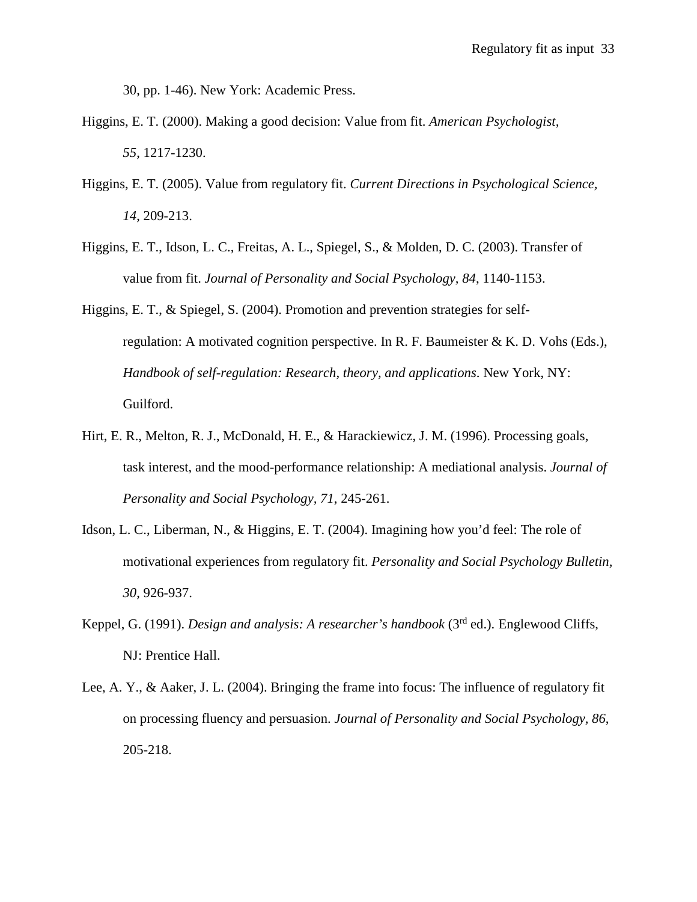30, pp. 1-46). New York: Academic Press.

Higgins, E. T. (2000). Making a good decision: Value from fit. *American Psychologist, 55*, 1217-1230.

Higgins, E. T. (2005). Value from regulatory fit. *Current Directions in Psychological Science, 14*, 209-213.

Higgins, E. T., Idson, L. C., Freitas, A. L., Spiegel, S., & Molden, D. C. (2003). Transfer of value from fit. *Journal of Personality and Social Psychology, 84*, 1140-1153.

Higgins, E. T., & Spiegel, S. (2004). Promotion and prevention strategies for self-regulation: A motivated cognition perspective. In R. F. Baumeister & K. D. Vohs (Eds.), *Handbook of self-regulation: Research, theory, and applications*. New York, NY: Guilford.

Hirt, E. R., Melton, R. J., McDonald, H. E., & Harackiewicz, J. M. (1996). Processing goals, task interest, and the mood-performance relationship: A mediational analysis. *Journal of Personality and Social Psychology, 71*, 245-261.

Idson, L. C., Liberman, N., & Higgins, E. T. (2004). Imagining how you'd feel: The role of motivational experiences from regulatory fit. *Personality and Social Psychology Bulletin, 30*, 926-937.

Keppel, G. (1991). *Design and analysis: A researcher's handbook* (3rd ed.). Englewood Cliffs, NJ: Prentice Hall.

Lee, A. Y., & Aaker, J. L. (2004). Bringing the frame into focus: The influence of regulatory fit on processing fluency and persuasion. *Journal of Personality and Social Psychology, 86*, 205-218.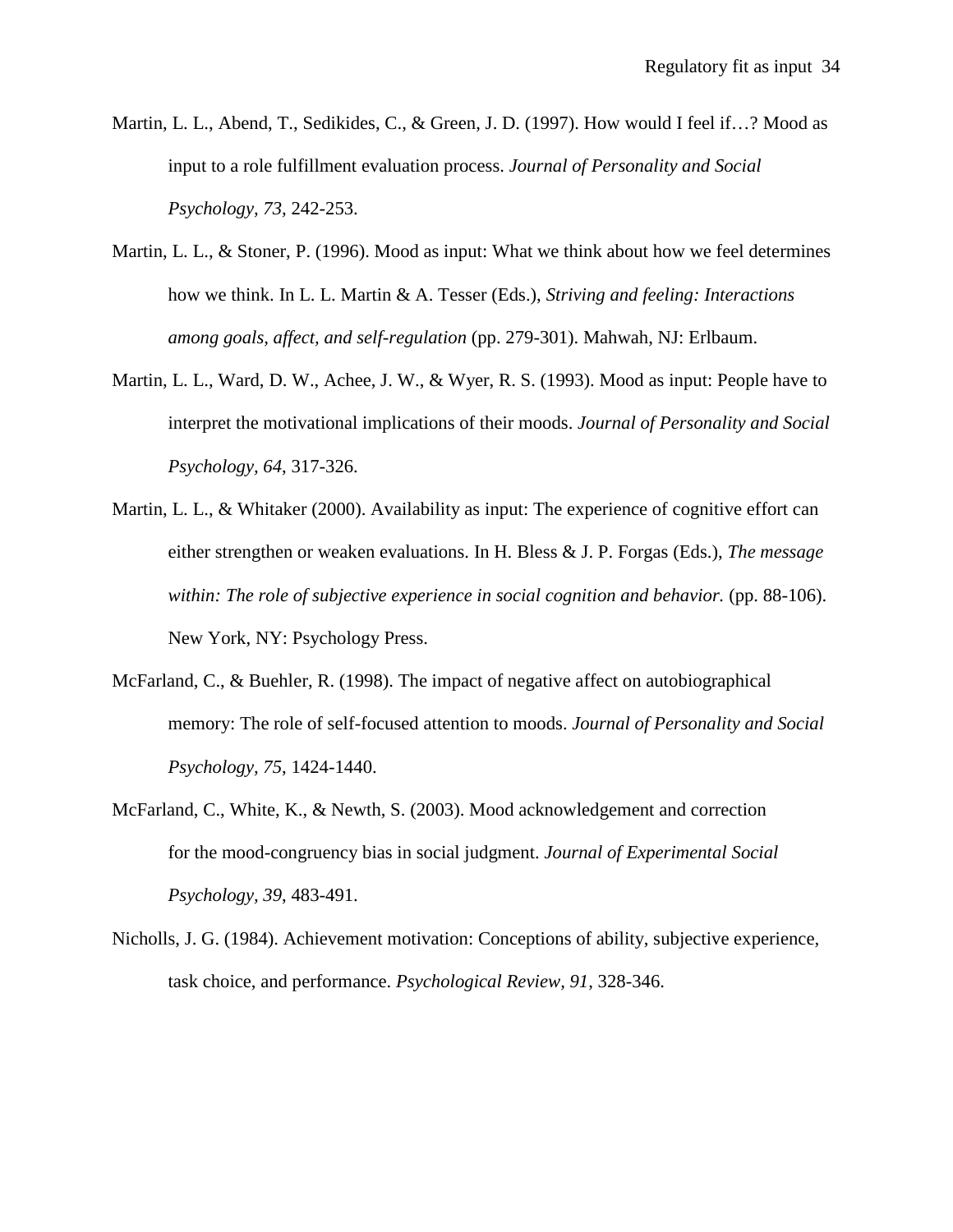Martin, L. L., Abend, T., Sedikides, C., & Green, J. D. (1997). How would I feel if…? Mood as input to a role fulfillment evaluation process. *Journal of Personality and Social Psychology, 73*, 242-253.

Martin, L. L., & Stoner, P. (1996). Mood as input: What we think about how we feel determines how we think. In L. L. Martin & A. Tesser (Eds.), *Striving and feeling: Interactions among goals, affect, and self-regulation* (pp. 279-301). Mahwah, NJ: Erlbaum.

Martin, L. L., Ward, D. W., Achee, J. W., & Wyer, R. S. (1993). Mood as input: People have to interpret the motivational implications of their moods. *Journal of Personality and Social Psychology, 64*, 317-326.

Martin, L. L., & Whitaker (2000). Availability as input: The experience of cognitive effort can either strengthen or weaken evaluations. In H. Bless & J. P. Forgas (Eds.), *The message within: The role of subjective experience in social cognition and behavior.* (pp. 88-106). New York, NY: Psychology Press.

McFarland, C., & Buehler, R. (1998). The impact of negative affect on autobiographical memory: The role of self-focused attention to moods. *Journal of Personality and Social Psychology, 75*, 1424-1440.

McFarland, C., White, K., & Newth, S. (2003). Mood acknowledgement and correction for the mood-congruency bias in social judgment. *Journal of Experimental Social Psychology, 39*, 483-491.

Nicholls, J. G. (1984). Achievement motivation: Conceptions of ability, subjective experience, task choice, and performance. *Psychological Review, 91*, 328-346.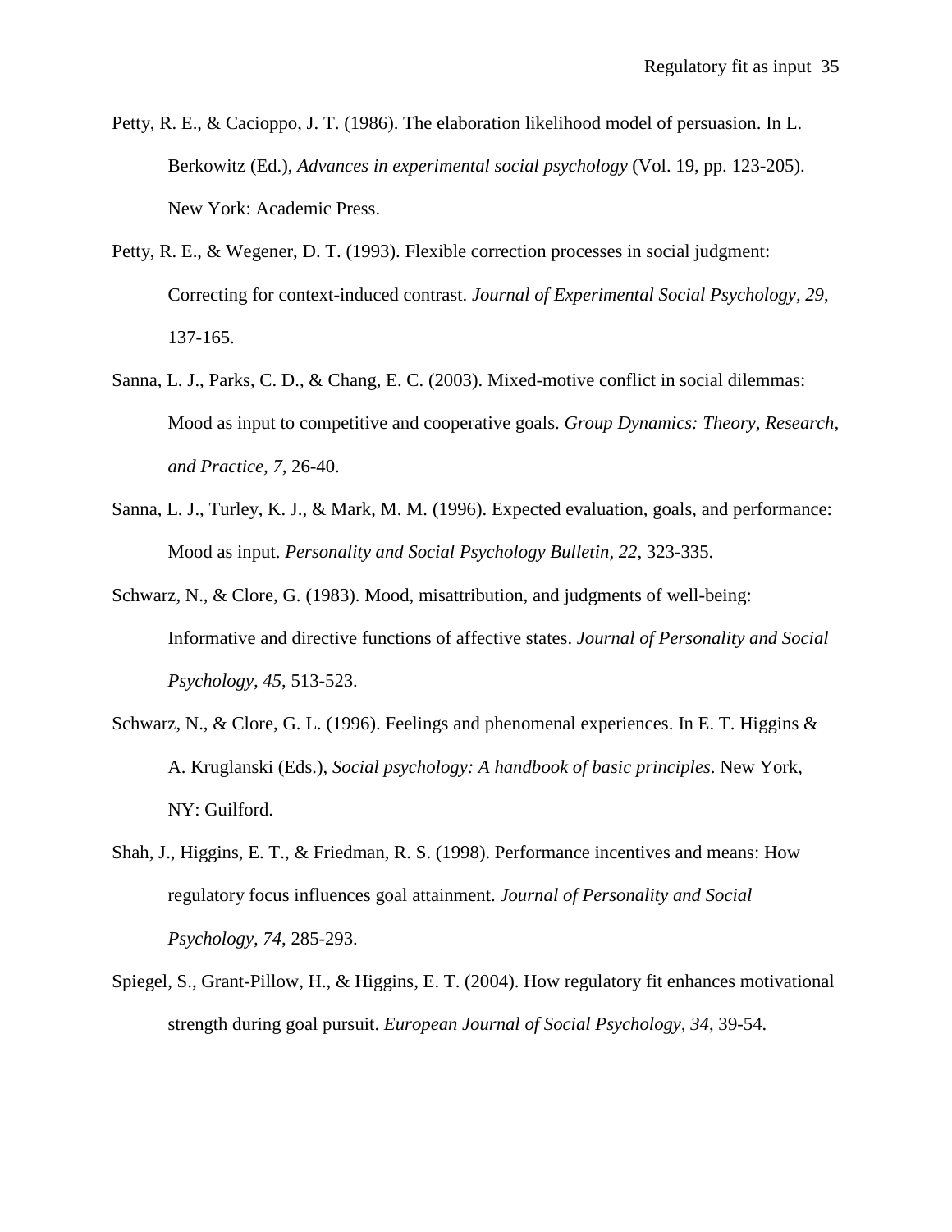Petty, R. E., & Cacioppo, J. T. (1986). The elaboration likelihood model of persuasion. In L. Berkowitz (Ed.), *Advances in experimental social psychology* (Vol. 19, pp. 123-205). New York: Academic Press.

Petty, R. E., & Wegener, D. T. (1993). Flexible correction processes in social judgment: Correcting for context-induced contrast. *Journal of Experimental Social Psychology, 29*, 137-165.

Sanna, L. J., Parks, C. D., & Chang, E. C. (2003). Mixed-motive conflict in social dilemmas: Mood as input to competitive and cooperative goals. *Group Dynamics: Theory, Research, and Practice, 7*, 26-40.

Sanna, L. J., Turley, K. J., & Mark, M. M. (1996). Expected evaluation, goals, and performance: Mood as input. *Personality and Social Psychology Bulletin, 22*, 323-335.

Schwarz, N., & Clore, G. (1983). Mood, misattribution, and judgments of well-being: Informative and directive functions of affective states. *Journal of Personality and Social Psychology, 45*, 513-523.

Schwarz, N., & Clore, G. L. (1996). Feelings and phenomenal experiences. In E. T. Higgins & A. Kruglanski (Eds.), *Social psychology: A handbook of basic principles*. New York, NY: Guilford.

Shah, J., Higgins, E. T., & Friedman, R. S. (1998). Performance incentives and means: How regulatory focus influences goal attainment. *Journal of Personality and Social Psychology, 74*, 285-293.

Spiegel, S., Grant-Pillow, H., & Higgins, E. T. (2004). How regulatory fit enhances motivational strength during goal pursuit. *European Journal of Social Psychology, 34*, 39-54.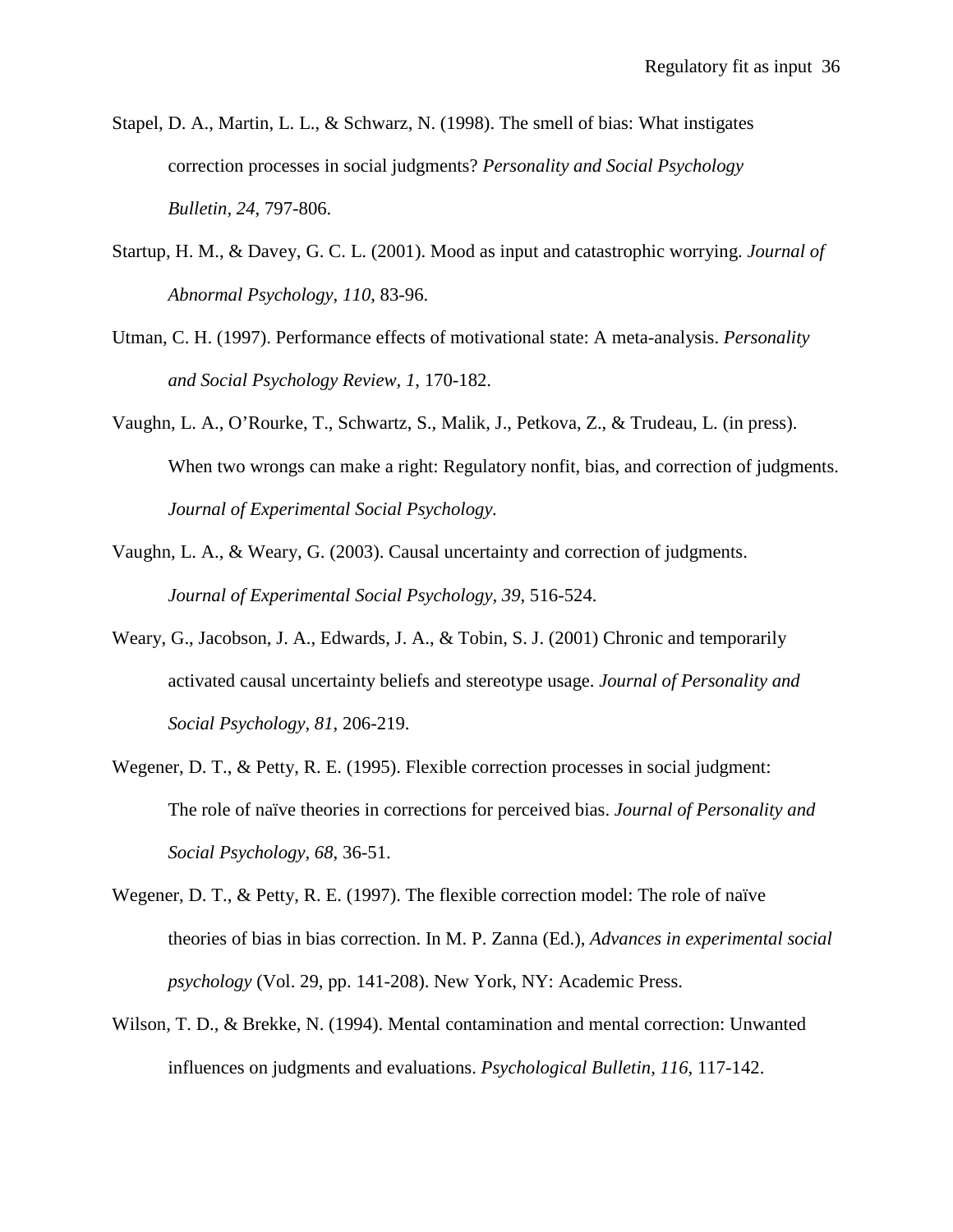Stapel, D. A., Martin, L. L., & Schwarz, N. (1998). The smell of bias: What instigates correction processes in social judgments? *Personality and Social Psychology Bulletin, 24*, 797-806.

Startup, H. M., & Davey, G. C. L. (2001). Mood as input and catastrophic worrying. *Journal of Abnormal Psychology, 110*, 83-96.

Utman, C. H. (1997). Performance effects of motivational state: A meta-analysis. *Personality and Social Psychology Review, 1*, 170-182.

Vaughn, L. A., O'Rourke, T., Schwartz, S., Malik, J., Petkova, Z., & Trudeau, L. (in press). When two wrongs can make a right: Regulatory nonfit, bias, and correction of judgments. *Journal of Experimental Social Psychology.*

Vaughn, L. A., & Weary, G. (2003). Causal uncertainty and correction of judgments. *Journal of Experimental Social Psychology, 39*, 516-524.

Weary, G., Jacobson, J. A., Edwards, J. A., & Tobin, S. J. (2001) Chronic and temporarily activated causal uncertainty beliefs and stereotype usage. *Journal of Personality and Social Psychology, 81*, 206-219.

Wegener, D. T., & Petty, R. E. (1995). Flexible correction processes in social judgment: The role of naïve theories in corrections for perceived bias. *Journal of Personality and Social Psychology, 68*, 36-51.

Wegener, D. T., & Petty, R. E. (1997). The flexible correction model: The role of naïve theories of bias in bias correction. In M. P. Zanna (Ed.), *Advances in experimental social psychology* (Vol. 29, pp. 141-208). New York, NY: Academic Press.

Wilson, T. D., & Brekke, N. (1994). Mental contamination and mental correction: Unwanted influences on judgments and evaluations. *Psychological Bulletin, 116,* 117-142.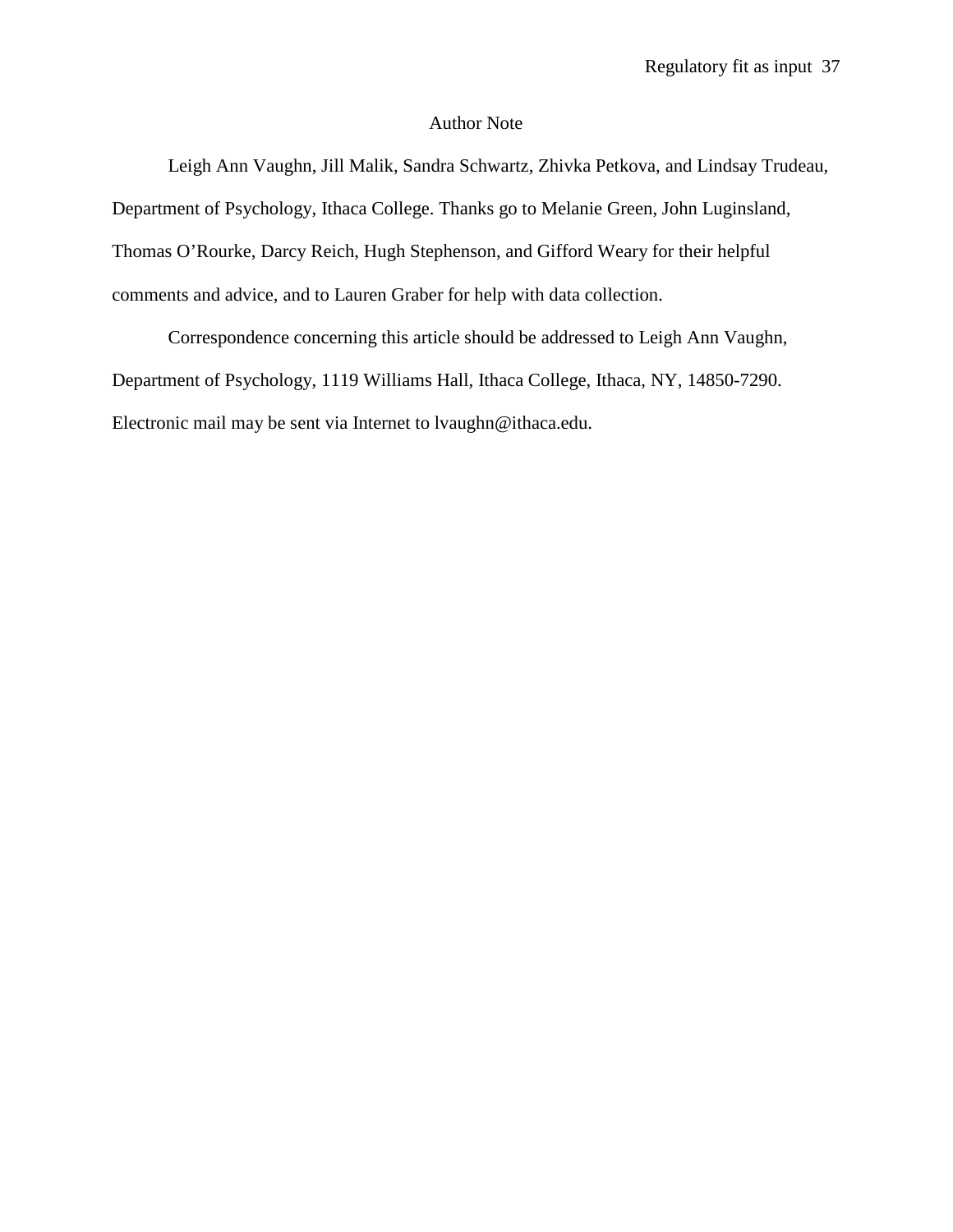## Author Note

Leigh Ann Vaughn, Jill Malik, Sandra Schwartz, Zhivka Petkova, and Lindsay Trudeau, Department of Psychology, Ithaca College. Thanks go to Melanie Green, John Luginsland, Thomas O'Rourke, Darcy Reich, Hugh Stephenson, and Gifford Weary for their helpful comments and advice, and to Lauren Graber for help with data collection.

Correspondence concerning this article should be addressed to Leigh Ann Vaughn, Department of Psychology, 1119 Williams Hall, Ithaca College, Ithaca, NY, 14850-7290. Electronic mail may be sent via Internet to lvaughn@ithaca.edu.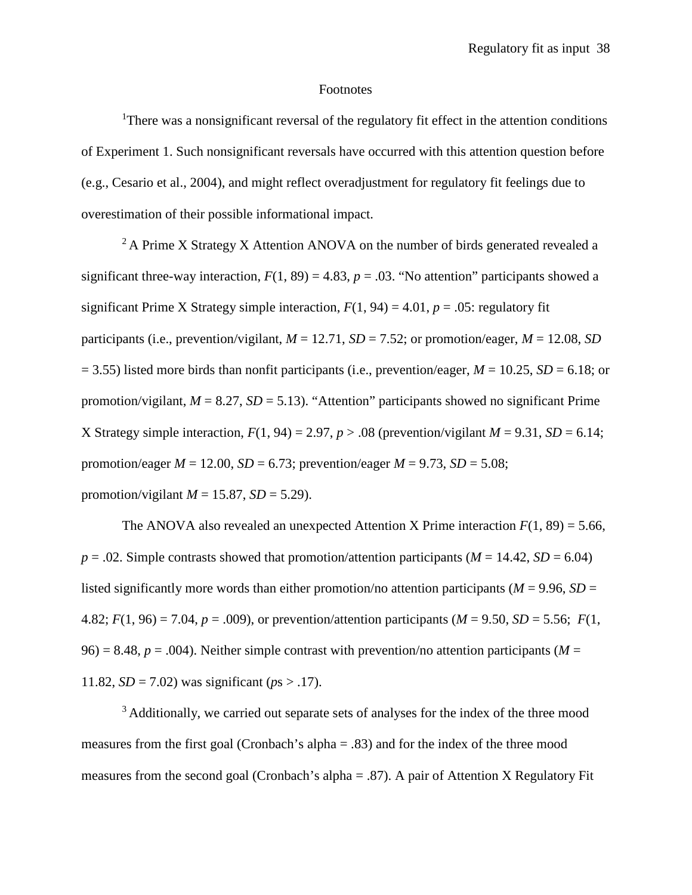## Footnotes

[1]There was a nonsignificant reversal of the regulatory fit effect in the attention conditions of Experiment 1. Such nonsignificant reversals have occurred with this attention question before (e.g., Cesario et al., 2004), and might reflect overadjustment for regulatory fit feelings due to overestimation of their possible informational impact.

[2] A Prime X Strategy X Attention ANOVA on the number of birds generated revealed a significant three-way interaction, $F(1, 89) = 4.83$, $p = .03$. "No attention" participants showed a significant Prime X Strategy simple interaction, $F(1, 94) = 4.01$, $p = .05$: regulatory fit participants (i.e., prevention/vigilant, $M = 12.71$, $SD = 7.52$; or promotion/eager, $M = 12.08$, $SD = 3.55$) listed more birds than nonfit participants (i.e., prevention/eager, $M = 10.25$, $SD = 6.18$; or promotion/vigilant, $M = 8.27$, $SD = 5.13$). "Attention" participants showed no significant Prime X Strategy simple interaction, $F(1, 94) = 2.97$, $p > .08$ (prevention/vigilant $M = 9.31$, $SD = 6.14$; promotion/eager $M = 12.00$, $SD = 6.73$; prevention/eager $M = 9.73$, $SD = 5.08$; promotion/vigilant $M = 15.87$, $SD = 5.29$).

The ANOVA also revealed an unexpected Attention X Prime interaction $F(1, 89) = 5.66$, $p = .02$. Simple contrasts showed that promotion/attention participants ($M = 14.42$, $SD = 6.04$) listed significantly more words than either promotion/no attention participants ($M = 9.96$, $SD = 4.82$; $F(1, 96) = 7.04$, $p = .009$), or prevention/attention participants ($M = 9.50$, $SD = 5.56$; $F(1, 96) = 8.48$, $p = .004$). Neither simple contrast with prevention/no attention participants ($M = 11.82$, $SD = 7.02$) was significant ($p$s > .17).

[3] Additionally, we carried out separate sets of analyses for the index of the three mood measures from the first goal (Cronbach's alpha = .83) and for the index of the three mood measures from the second goal (Cronbach's alpha = .87). A pair of Attention X Regulatory Fit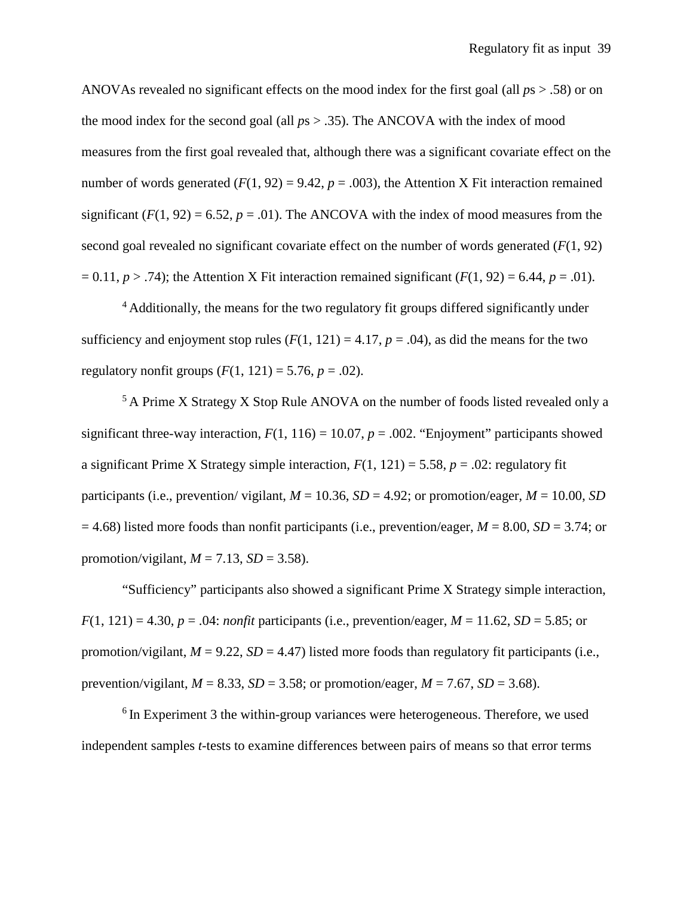ANOVAs revealed no significant effects on the mood index for the first goal (all *p*s $> .58$) or on the mood index for the second goal (all *p*s $> .35$). The ANCOVA with the index of mood measures from the first goal revealed that, although there was a significant covariate effect on the number of words generated ($F(1, 92) = 9.42$, $p = .003$), the Attention X Fit interaction remained significant ($F(1, 92) = 6.52$, $p = .01$). The ANCOVA with the index of mood measures from the second goal revealed no significant covariate effect on the number of words generated ($F(1, 92) = 0.11$, $p > .74$); the Attention X Fit interaction remained significant ($F(1, 92) = 6.44$, $p = .01$).

[4] Additionally, the means for the two regulatory fit groups differed significantly under sufficiency and enjoyment stop rules ($F(1, 121) = 4.17$, $p = .04$), as did the means for the two regulatory nonfit groups ($F(1, 121) = 5.76$, $p = .02$).

[5] A Prime X Strategy X Stop Rule ANOVA on the number of foods listed revealed only a significant three-way interaction, $F(1, 116) = 10.07$, $p = .002$. "Enjoyment" participants showed a significant Prime X Strategy simple interaction, $F(1, 121) = 5.58$, $p = .02$: regulatory fit participants (i.e., prevention/ vigilant, $M = 10.36$, $SD = 4.92$; or promotion/eager, $M = 10.00$, $SD = 4.68$) listed more foods than nonfit participants (i.e., prevention/eager, $M = 8.00$, $SD = 3.74$; or promotion/vigilant, $M = 7.13$, $SD = 3.58$).

"Sufficiency" participants also showed a significant Prime X Strategy simple interaction, $F(1, 121) = 4.30$, $p = .04$: *nonfit* participants (i.e., prevention/eager, $M = 11.62$, $SD = 5.85$; or promotion/vigilant, $M = 9.22$, $SD = 4.47$) listed more foods than regulatory fit participants (i.e., prevention/vigilant, $M = 8.33$, $SD = 3.58$; or promotion/eager, $M = 7.67$, $SD = 3.68$).

[6] In Experiment 3 the within-group variances were heterogeneous. Therefore, we used independent samples *t*-tests to examine differences between pairs of means so that error terms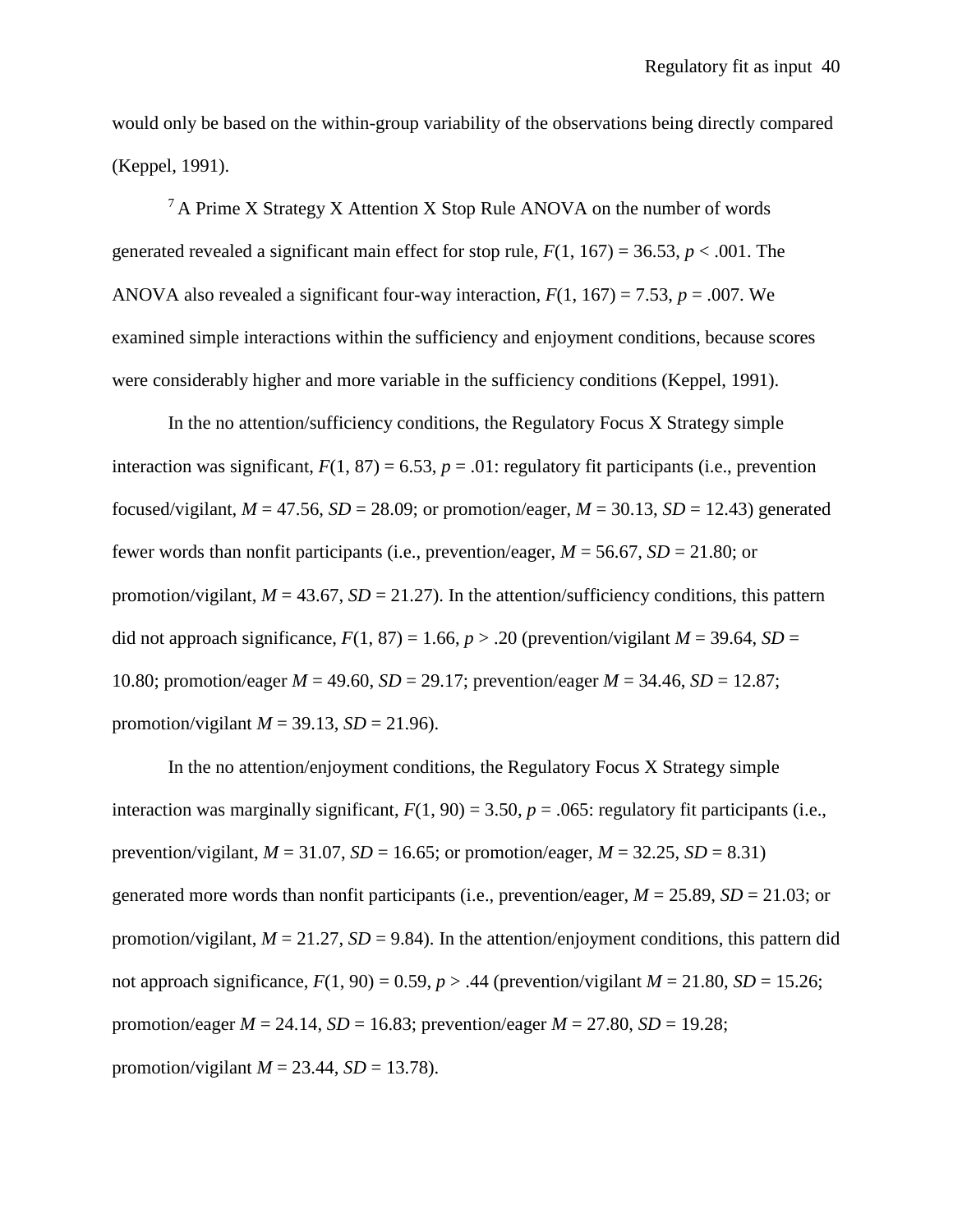would only be based on the within-group variability of the observations being directly compared (Keppel, 1991).

[7] A Prime X Strategy X Attention X Stop Rule ANOVA on the number of words generated revealed a significant main effect for stop rule, $F(1, 167) = 36.53$, $p < .001$. The ANOVA also revealed a significant four-way interaction, $F(1, 167) = 7.53$, $p = .007$. We examined simple interactions within the sufficiency and enjoyment conditions, because scores were considerably higher and more variable in the sufficiency conditions (Keppel, 1991).

In the no attention/sufficiency conditions, the Regulatory Focus X Strategy simple interaction was significant, $F(1, 87) = 6.53$, $p = .01$: regulatory fit participants (i.e., prevention focused/vigilant, $M = 47.56$, $SD = 28.09$; or promotion/eager, $M = 30.13$, $SD = 12.43$) generated fewer words than nonfit participants (i.e., prevention/eager, $M = 56.67$, $SD = 21.80$; or promotion/vigilant, $M = 43.67$, $SD = 21.27$). In the attention/sufficiency conditions, this pattern did not approach significance, $F(1, 87) = 1.66$, $p > .20$ (prevention/vigilant $M = 39.64$, $SD = 10.80$; promotion/eager $M = 49.60$, $SD = 29.17$; prevention/eager $M = 34.46$, $SD = 12.87$; promotion/vigilant $M = 39.13$, $SD = 21.96$).

In the no attention/enjoyment conditions, the Regulatory Focus X Strategy simple interaction was marginally significant, $F(1, 90) = 3.50$, $p = .065$: regulatory fit participants (i.e., prevention/vigilant, $M = 31.07$, $SD = 16.65$; or promotion/eager, $M = 32.25$, $SD = 8.31$) generated more words than nonfit participants (i.e., prevention/eager, $M = 25.89$, $SD = 21.03$; or promotion/vigilant, $M = 21.27$, $SD = 9.84$). In the attention/enjoyment conditions, this pattern did not approach significance, $F(1, 90) = 0.59$, $p > .44$ (prevention/vigilant $M = 21.80$, $SD = 15.26$; promotion/eager $M = 24.14$, $SD = 16.83$; prevention/eager $M = 27.80$, $SD = 19.28$; promotion/vigilant $M = 23.44$, $SD = 13.78$).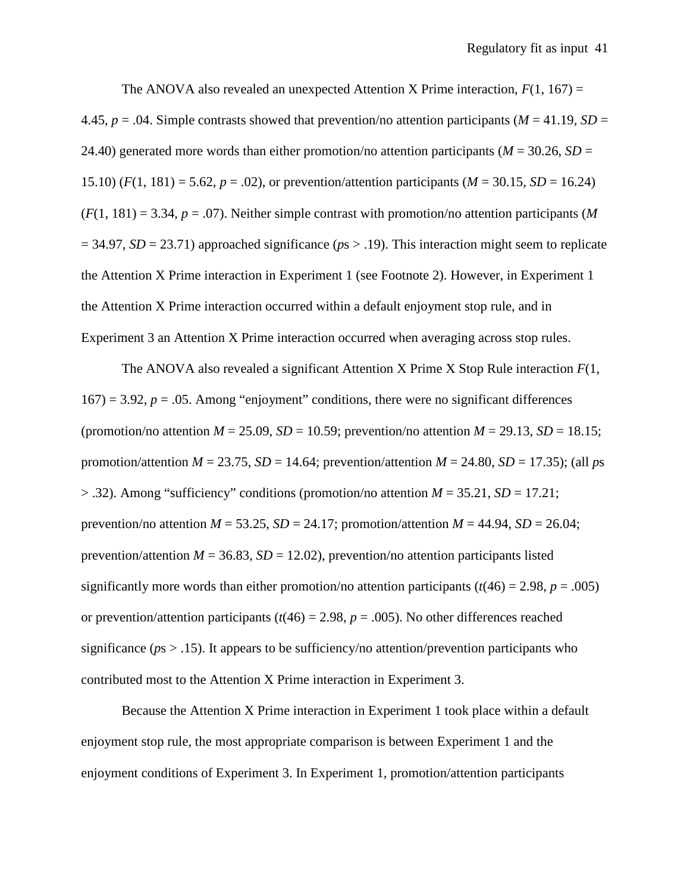The ANOVA also revealed an unexpected Attention X Prime interaction, $F(1, 167) = 4.45$, $p = .04$. Simple contrasts showed that prevention/no attention participants ($M = 41.19$, $SD = 24.40$) generated more words than either promotion/no attention participants ($M = 30.26$, $SD = 15.10$) ($F(1, 181) = 5.62$, $p = .02$), or prevention/attention participants ($M = 30.15$, $SD = 16.24$) ($F(1, 181) = 3.34$, $p = .07$). Neither simple contrast with promotion/no attention participants ($M = 34.97$, $SD = 23.71$) approached significance ($p$s > .19). This interaction might seem to replicate the Attention X Prime interaction in Experiment 1 (see Footnote 2). However, in Experiment 1 the Attention X Prime interaction occurred within a default enjoyment stop rule, and in Experiment 3 an Attention X Prime interaction occurred when averaging across stop rules.

The ANOVA also revealed a significant Attention X Prime X Stop Rule interaction $F(1, 167) = 3.92$, $p = .05$. Among "enjoyment" conditions, there were no significant differences (promotion/no attention $M = 25.09$, $SD = 10.59$; prevention/no attention $M = 29.13$, $SD = 18.15$; promotion/attention $M = 23.75$, $SD = 14.64$; prevention/attention $M = 24.80$, $SD = 17.35$); (all $p$s > .32). Among "sufficiency" conditions (promotion/no attention $M = 35.21$, $SD = 17.21$; prevention/no attention $M = 53.25$, $SD = 24.17$; promotion/attention $M = 44.94$, $SD = 26.04$; prevention/attention $M = 36.83$, $SD = 12.02$), prevention/no attention participants listed significantly more words than either promotion/no attention participants ($t(46) = 2.98$, $p = .005$) or prevention/attention participants ($t(46) = 2.98$, $p = .005$). No other differences reached significance ($p$s > .15). It appears to be sufficiency/no attention/prevention participants who contributed most to the Attention X Prime interaction in Experiment 3.

Because the Attention X Prime interaction in Experiment 1 took place within a default enjoyment stop rule, the most appropriate comparison is between Experiment 1 and the enjoyment conditions of Experiment 3. In Experiment 1, promotion/attention participants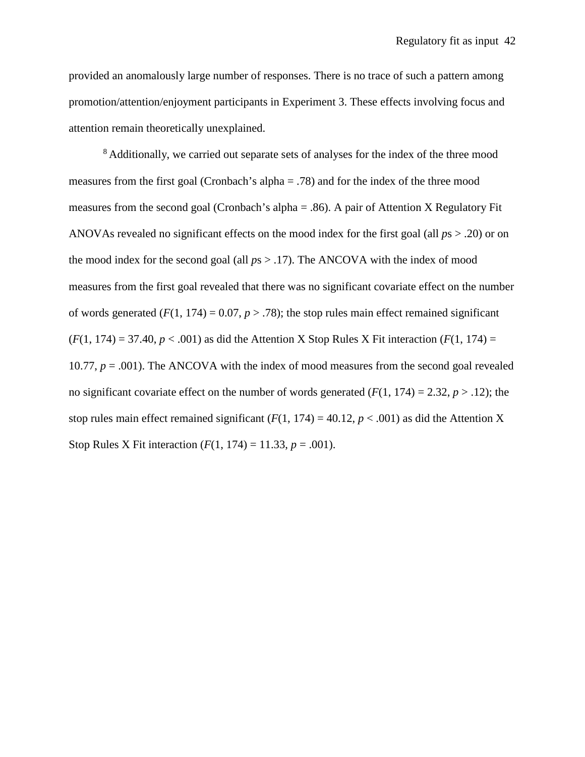provided an anomalously large number of responses. There is no trace of such a pattern among promotion/attention/enjoyment participants in Experiment 3. These effects involving focus and attention remain theoretically unexplained.

[8] Additionally, we carried out separate sets of analyses for the index of the three mood measures from the first goal (Cronbach's alpha = .78) and for the index of the three mood measures from the second goal (Cronbach's alpha = .86). A pair of Attention X Regulatory Fit ANOVAs revealed no significant effects on the mood index for the first goal (all *p*s > .20) or on the mood index for the second goal (all *p*s > .17). The ANCOVA with the index of mood measures from the first goal revealed that there was no significant covariate effect on the number of words generated ($F(1, 174) = 0.07$, $p > .78$); the stop rules main effect remained significant ($F(1, 174) = 37.40$, $p < .001$) as did the Attention X Stop Rules X Fit interaction ($F(1, 174) = 10.77$, $p = .001$). The ANCOVA with the index of mood measures from the second goal revealed no significant covariate effect on the number of words generated ($F(1, 174) = 2.32$, $p > .12$); the stop rules main effect remained significant ($F(1, 174) = 40.12$, $p < .001$) as did the Attention X Stop Rules X Fit interaction ($F(1, 174) = 11.33$, $p = .001$).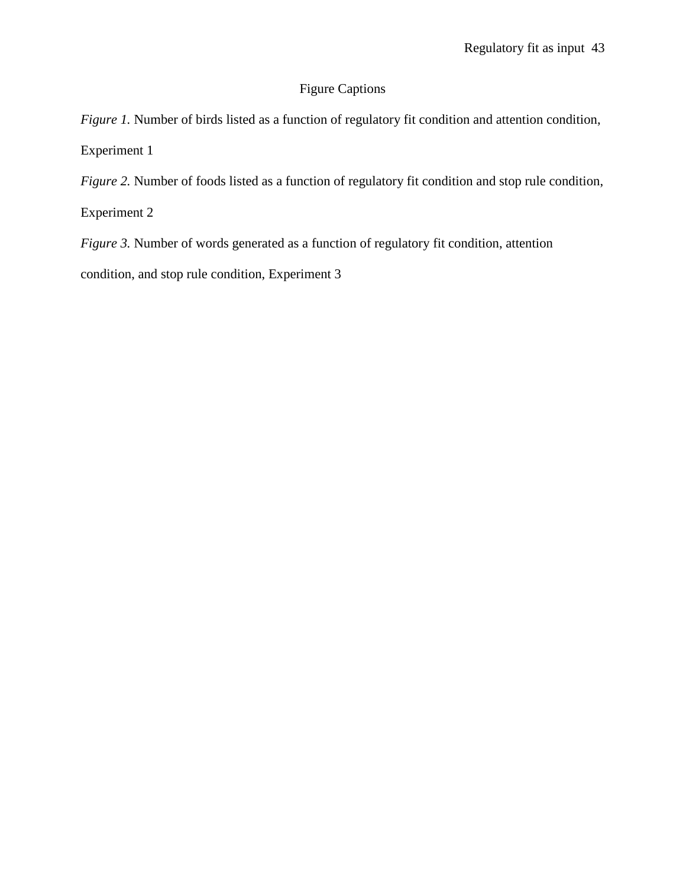# Figure Captions

*Figure 1.* Number of birds listed as a function of regulatory fit condition and attention condition, Experiment 1

*Figure 2.* Number of foods listed as a function of regulatory fit condition and stop rule condition, Experiment 2

*Figure 3.* Number of words generated as a function of regulatory fit condition, attention condition, and stop rule condition, Experiment 3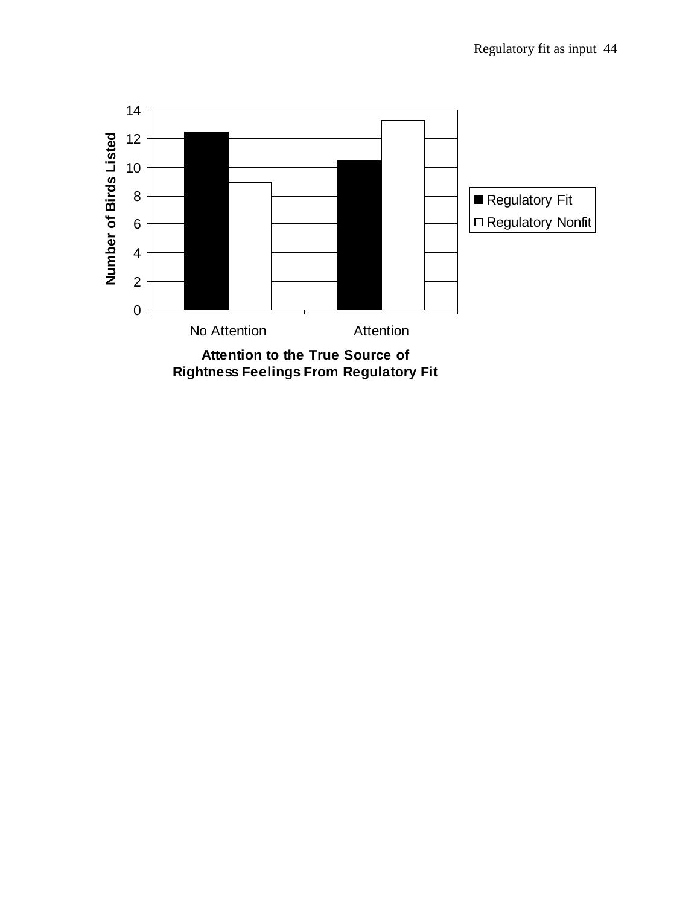Number of Birds Listed

14
12
10
8
6
4
2
0

No Attention

Attention

Attention to the True Source of Rightness Feelings From Regulatory Fit

■ Regulatory Fit
□ Regulatory Nonfit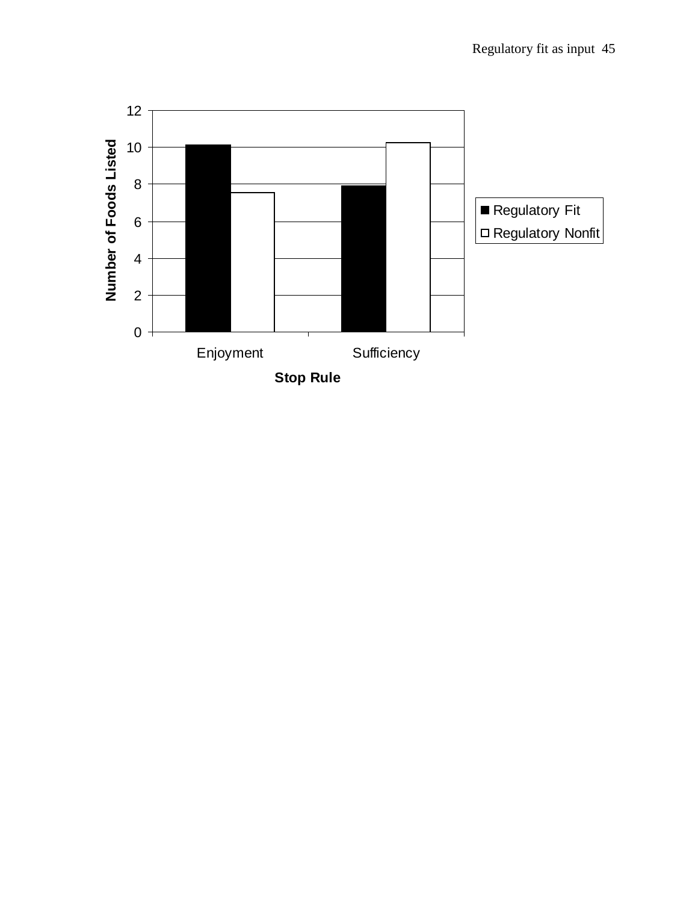Number of Foods Listed

Stop Rule

Enjoyment | Sufficiency

■ Regulatory Fit
□ Regulatory Nonfit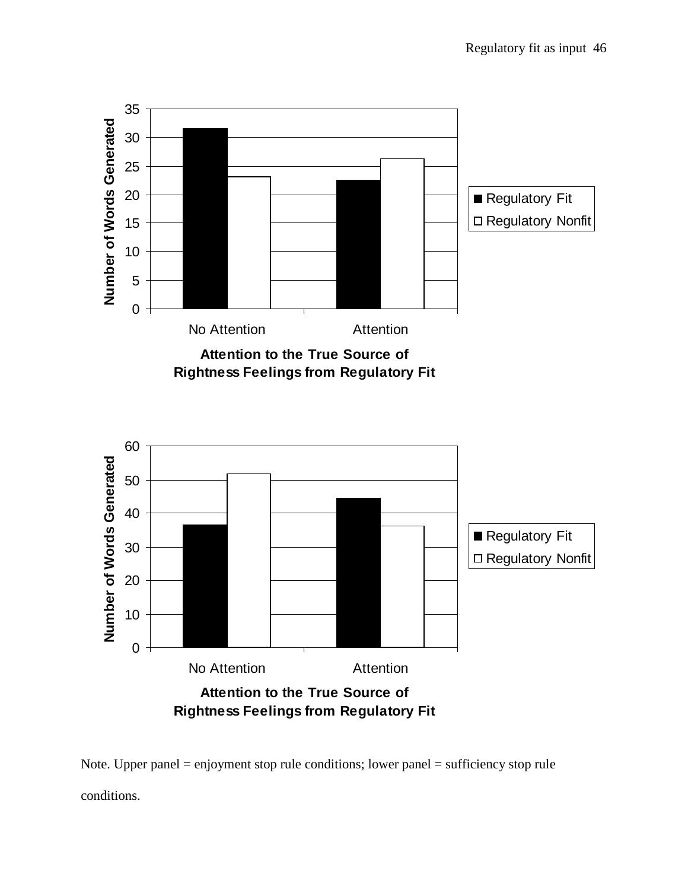35
30
25
20
15
10
5
0

Number of Words Generated

No Attention
Attention

Attention to the True Source of Rightness Feelings from Regulatory Fit

■ Regulatory Fit
□ Regulatory Nonfit

60
50
40
30
20
10
0

Number of Words Generated

No Attention
Attention

Attention to the True Source of Rightness Feelings from Regulatory Fit

■ Regulatory Fit
□ Regulatory Nonfit

Note. Upper panel = enjoyment stop rule conditions; lower panel = sufficiency stop rule conditions.